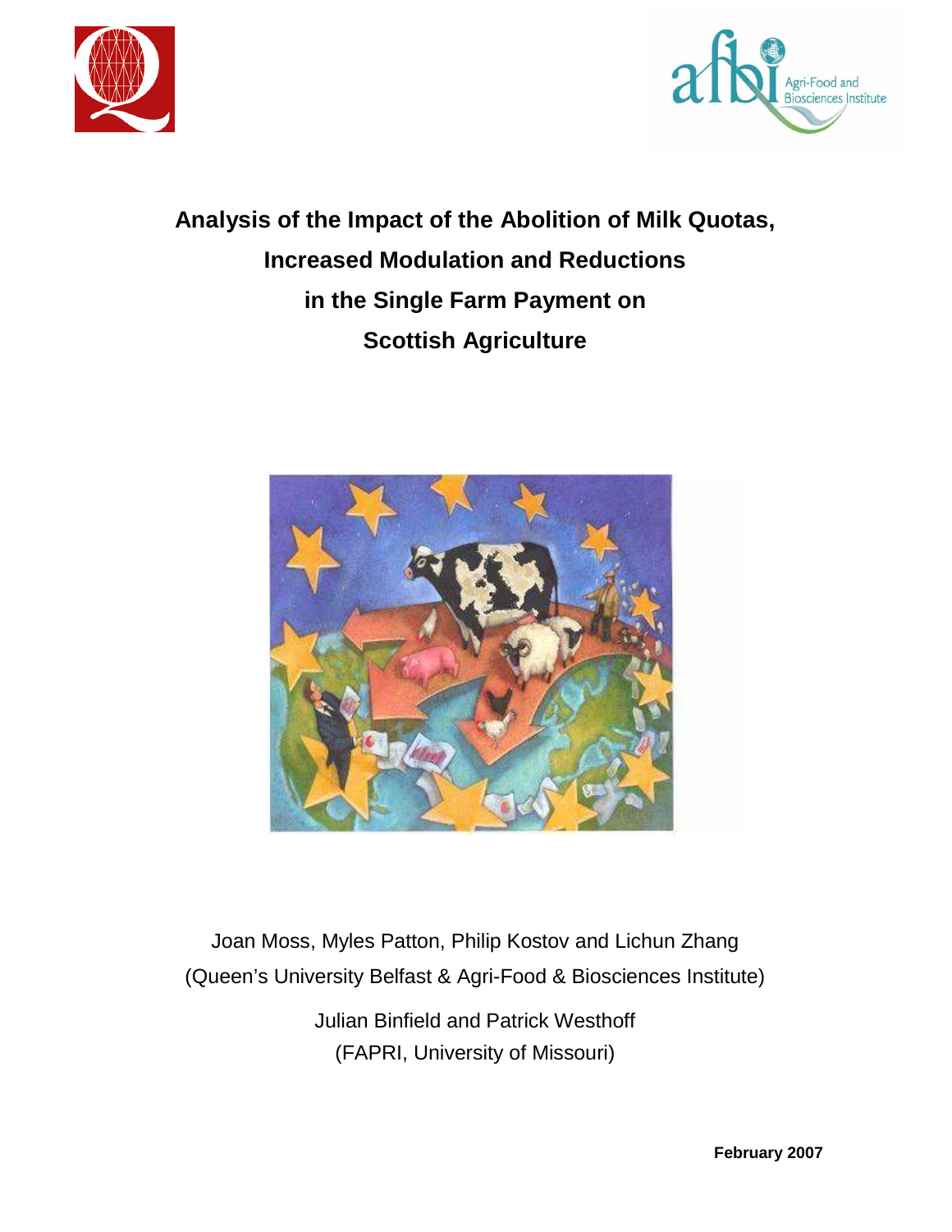# Analysis of the Impact of the Abolition of Milk Quotas, Increased Modulation and Reductions in the Single Farm Payment on Scottish Agriculture

Joan Moss, Myles Patton, Philip Kostov and Lichun Zhang
(Queen's University Belfast & Agri-Food & Biosciences Institute)

Julian Binfield and Patrick Westhoff
(FAPRI, University of Missouri)

February 2007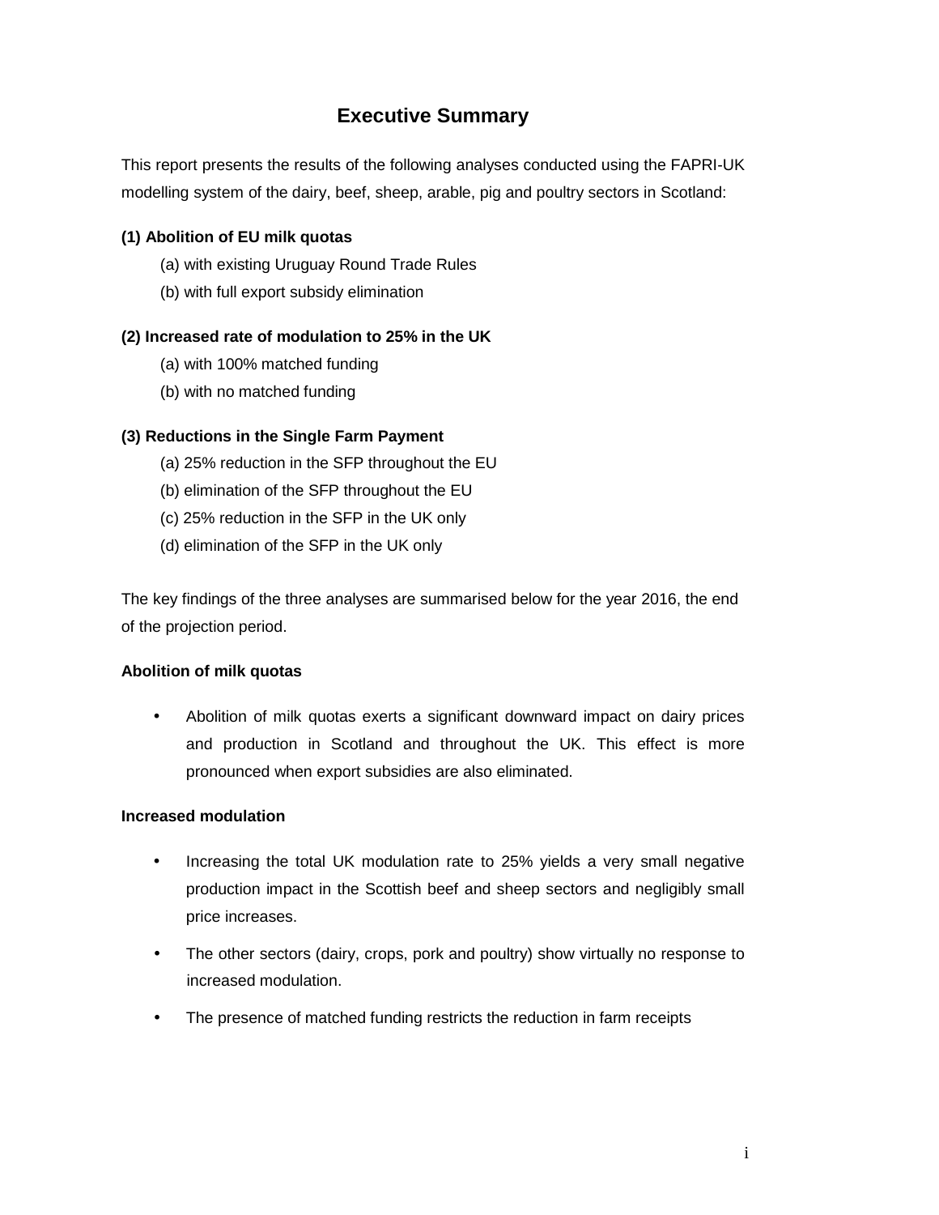# Executive Summary

This report presents the results of the following analyses conducted using the FAPRI-UK modelling system of the dairy, beef, sheep, arable, pig and poultry sectors in Scotland:

**(1) Abolition of EU milk quotas**

(a) with existing Uruguay Round Trade Rules

(b) with full export subsidy elimination

**(2) Increased rate of modulation to 25% in the UK**

(a) with 100% matched funding

(b) with no matched funding

**(3) Reductions in the Single Farm Payment**

(a) 25% reduction in the SFP throughout the EU

(b) elimination of the SFP throughout the EU

(c) 25% reduction in the SFP in the UK only

(d) elimination of the SFP in the UK only

The key findings of the three analyses are summarised below for the year 2016, the end of the projection period.

**Abolition of milk quotas**

- Abolition of milk quotas exerts a significant downward impact on dairy prices and production in Scotland and throughout the UK. This effect is more pronounced when export subsidies are also eliminated.

**Increased modulation**

- Increasing the total UK modulation rate to 25% yields a very small negative production impact in the Scottish beef and sheep sectors and negligibly small price increases.
- The other sectors (dairy, crops, pork and poultry) show virtually no response to increased modulation.
- The presence of matched funding restricts the reduction in farm receipts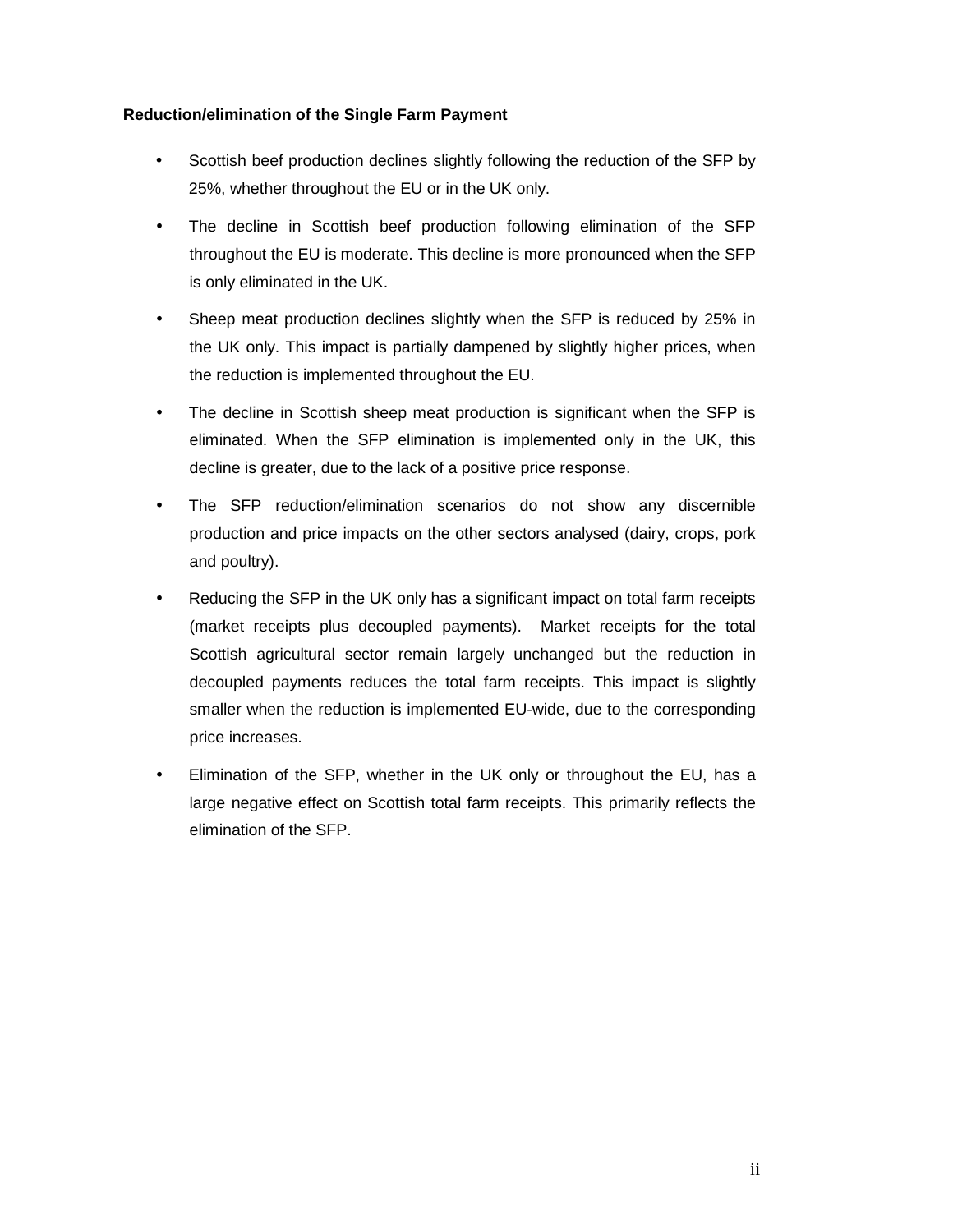**Reduction/elimination of the Single Farm Payment**

- Scottish beef production declines slightly following the reduction of the SFP by 25%, whether throughout the EU or in the UK only.
- The decline in Scottish beef production following elimination of the SFP throughout the EU is moderate. This decline is more pronounced when the SFP is only eliminated in the UK.
- Sheep meat production declines slightly when the SFP is reduced by 25% in the UK only. This impact is partially dampened by slightly higher prices, when the reduction is implemented throughout the EU.
- The decline in Scottish sheep meat production is significant when the SFP is eliminated. When the SFP elimination is implemented only in the UK, this decline is greater, due to the lack of a positive price response.
- The SFP reduction/elimination scenarios do not show any discernible production and price impacts on the other sectors analysed (dairy, crops, pork and poultry).
- Reducing the SFP in the UK only has a significant impact on total farm receipts (market receipts plus decoupled payments). Market receipts for the total Scottish agricultural sector remain largely unchanged but the reduction in decoupled payments reduces the total farm receipts. This impact is slightly smaller when the reduction is implemented EU-wide, due to the corresponding price increases.
- Elimination of the SFP, whether in the UK only or throughout the EU, has a large negative effect on Scottish total farm receipts. This primarily reflects the elimination of the SFP.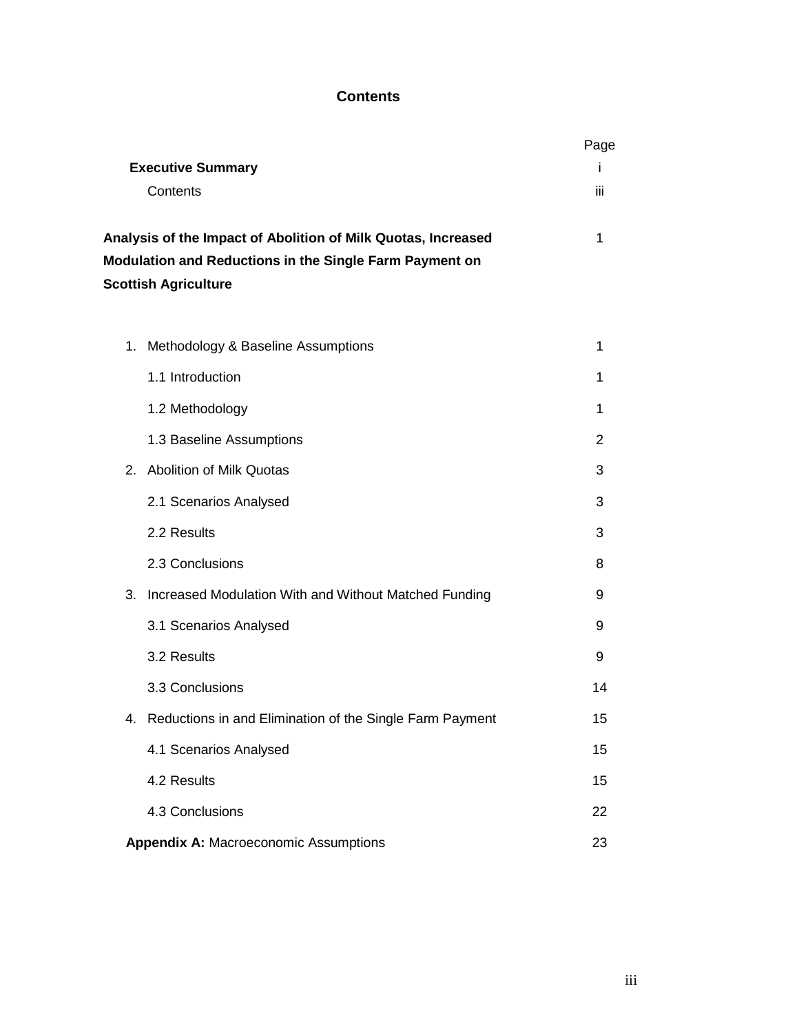## Contents

| | | Page |
|---|---|---|
| **Executive Summary** | | i |
| | Contents | iii |
| **Analysis of the Impact of Abolition of Milk Quotas, Increased Modulation and Reductions in the Single Farm Payment on Scottish Agriculture** | | 1 |
| 1. | Methodology & Baseline Assumptions | 1 |
| | 1.1 Introduction | 1 |
| | 1.2 Methodology | 1 |
| | 1.3 Baseline Assumptions | 2 |
| 2. | Abolition of Milk Quotas | 3 |
| | 2.1 Scenarios Analysed | 3 |
| | 2.2 Results | 3 |
| | 2.3 Conclusions | 8 |
| 3. | Increased Modulation With and Without Matched Funding | 9 |
| | 3.1 Scenarios Analysed | 9 |
| | 3.2 Results | 9 |
| | 3.3 Conclusions | 14 |
| 4. | Reductions in and Elimination of the Single Farm Payment | 15 |
| | 4.1 Scenarios Analysed | 15 |
| | 4.2 Results | 15 |
| | 4.3 Conclusions | 22 |
| **Appendix A:** Macroeconomic Assumptions | | 23 |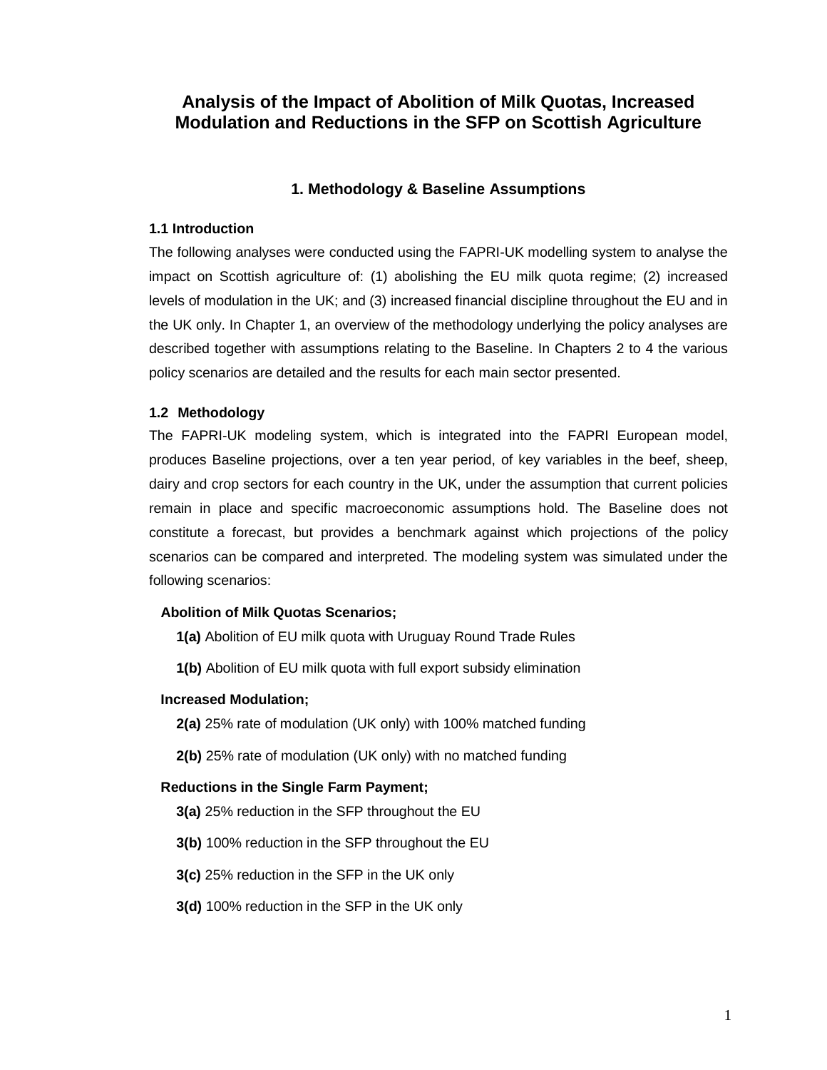# Analysis of the Impact of Abolition of Milk Quotas, Increased Modulation and Reductions in the SFP on Scottish Agriculture

## 1. Methodology & Baseline Assumptions

### 1.1 Introduction

The following analyses were conducted using the FAPRI-UK modelling system to analyse the impact on Scottish agriculture of: (1) abolishing the EU milk quota regime; (2) increased levels of modulation in the UK; and (3) increased financial discipline throughout the EU and in the UK only. In Chapter 1, an overview of the methodology underlying the policy analyses are described together with assumptions relating to the Baseline. In Chapters 2 to 4 the various policy scenarios are detailed and the results for each main sector presented.

### 1.2 Methodology

The FAPRI-UK modeling system, which is integrated into the FAPRI European model, produces Baseline projections, over a ten year period, of key variables in the beef, sheep, dairy and crop sectors for each country in the UK, under the assumption that current policies remain in place and specific macroeconomic assumptions hold. The Baseline does not constitute a forecast, but provides a benchmark against which projections of the policy scenarios can be compared and interpreted. The modeling system was simulated under the following scenarios:

**Abolition of Milk Quotas Scenarios;**

- **1(a)** Abolition of EU milk quota with Uruguay Round Trade Rules
- **1(b)** Abolition of EU milk quota with full export subsidy elimination

**Increased Modulation;**

- **2(a)** 25% rate of modulation (UK only) with 100% matched funding
- **2(b)** 25% rate of modulation (UK only) with no matched funding

**Reductions in the Single Farm Payment;**

- **3(a)** 25% reduction in the SFP throughout the EU
- **3(b)** 100% reduction in the SFP throughout the EU
- **3(c)** 25% reduction in the SFP in the UK only
- **3(d)** 100% reduction in the SFP in the UK only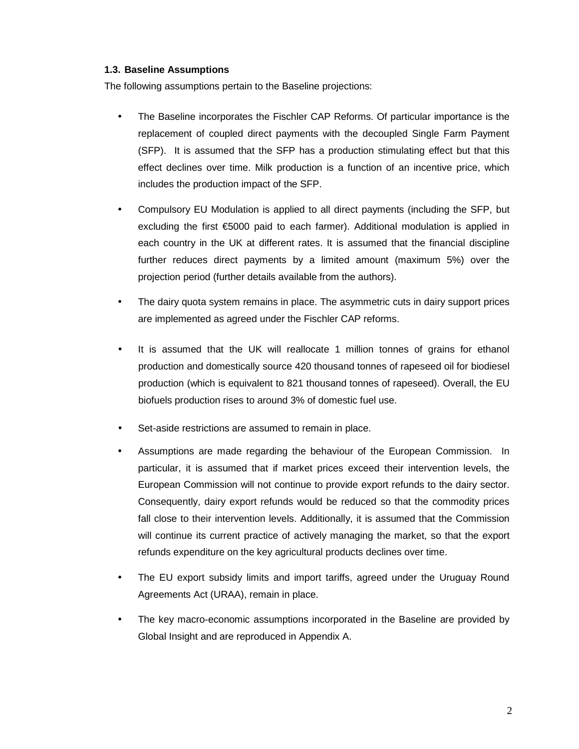### 1.3. Baseline Assumptions

The following assumptions pertain to the Baseline projections:

- The Baseline incorporates the Fischler CAP Reforms. Of particular importance is the replacement of coupled direct payments with the decoupled Single Farm Payment (SFP). It is assumed that the SFP has a production stimulating effect but that this effect declines over time. Milk production is a function of an incentive price, which includes the production impact of the SFP.

- Compulsory EU Modulation is applied to all direct payments (including the SFP, but excluding the first €5000 paid to each farmer). Additional modulation is applied in each country in the UK at different rates. It is assumed that the financial discipline further reduces direct payments by a limited amount (maximum 5%) over the projection period (further details available from the authors).

- The dairy quota system remains in place. The asymmetric cuts in dairy support prices are implemented as agreed under the Fischler CAP reforms.

- It is assumed that the UK will reallocate 1 million tonnes of grains for ethanol production and domestically source 420 thousand tonnes of rapeseed oil for biodiesel production (which is equivalent to 821 thousand tonnes of rapeseed). Overall, the EU biofuels production rises to around 3% of domestic fuel use.

- Set-aside restrictions are assumed to remain in place.

- Assumptions are made regarding the behaviour of the European Commission. In particular, it is assumed that if market prices exceed their intervention levels, the European Commission will not continue to provide export refunds to the dairy sector. Consequently, dairy export refunds would be reduced so that the commodity prices fall close to their intervention levels. Additionally, it is assumed that the Commission will continue its current practice of actively managing the market, so that the export refunds expenditure on the key agricultural products declines over time.

- The EU export subsidy limits and import tariffs, agreed under the Uruguay Round Agreements Act (URAA), remain in place.

- The key macro-economic assumptions incorporated in the Baseline are provided by Global Insight and are reproduced in Appendix A.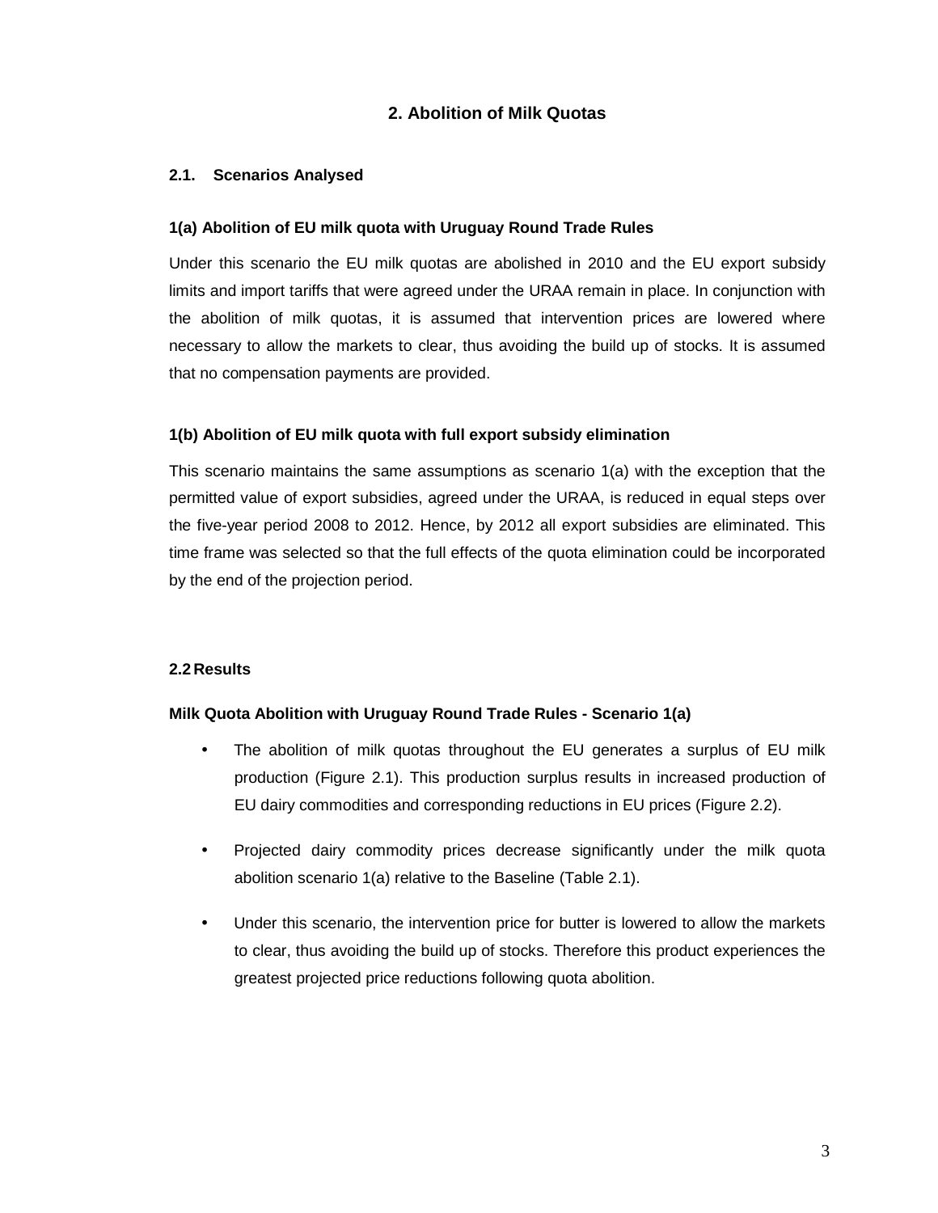## 2. Abolition of Milk Quotas

### 2.1. Scenarios Analysed

**1(a) Abolition of EU milk quota with Uruguay Round Trade Rules**

Under this scenario the EU milk quotas are abolished in 2010 and the EU export subsidy limits and import tariffs that were agreed under the URAA remain in place. In conjunction with the abolition of milk quotas, it is assumed that intervention prices are lowered where necessary to allow the markets to clear, thus avoiding the build up of stocks. It is assumed that no compensation payments are provided.

**1(b) Abolition of EU milk quota with full export subsidy elimination**

This scenario maintains the same assumptions as scenario 1(a) with the exception that the permitted value of export subsidies, agreed under the URAA, is reduced in equal steps over the five-year period 2008 to 2012. Hence, by 2012 all export subsidies are eliminated. This time frame was selected so that the full effects of the quota elimination could be incorporated by the end of the projection period.

### 2.2 Results

**Milk Quota Abolition with Uruguay Round Trade Rules - Scenario 1(a)**

- The abolition of milk quotas throughout the EU generates a surplus of EU milk production (Figure 2.1). This production surplus results in increased production of EU dairy commodities and corresponding reductions in EU prices (Figure 2.2).
- Projected dairy commodity prices decrease significantly under the milk quota abolition scenario 1(a) relative to the Baseline (Table 2.1).
- Under this scenario, the intervention price for butter is lowered to allow the markets to clear, thus avoiding the build up of stocks. Therefore this product experiences the greatest projected price reductions following quota abolition.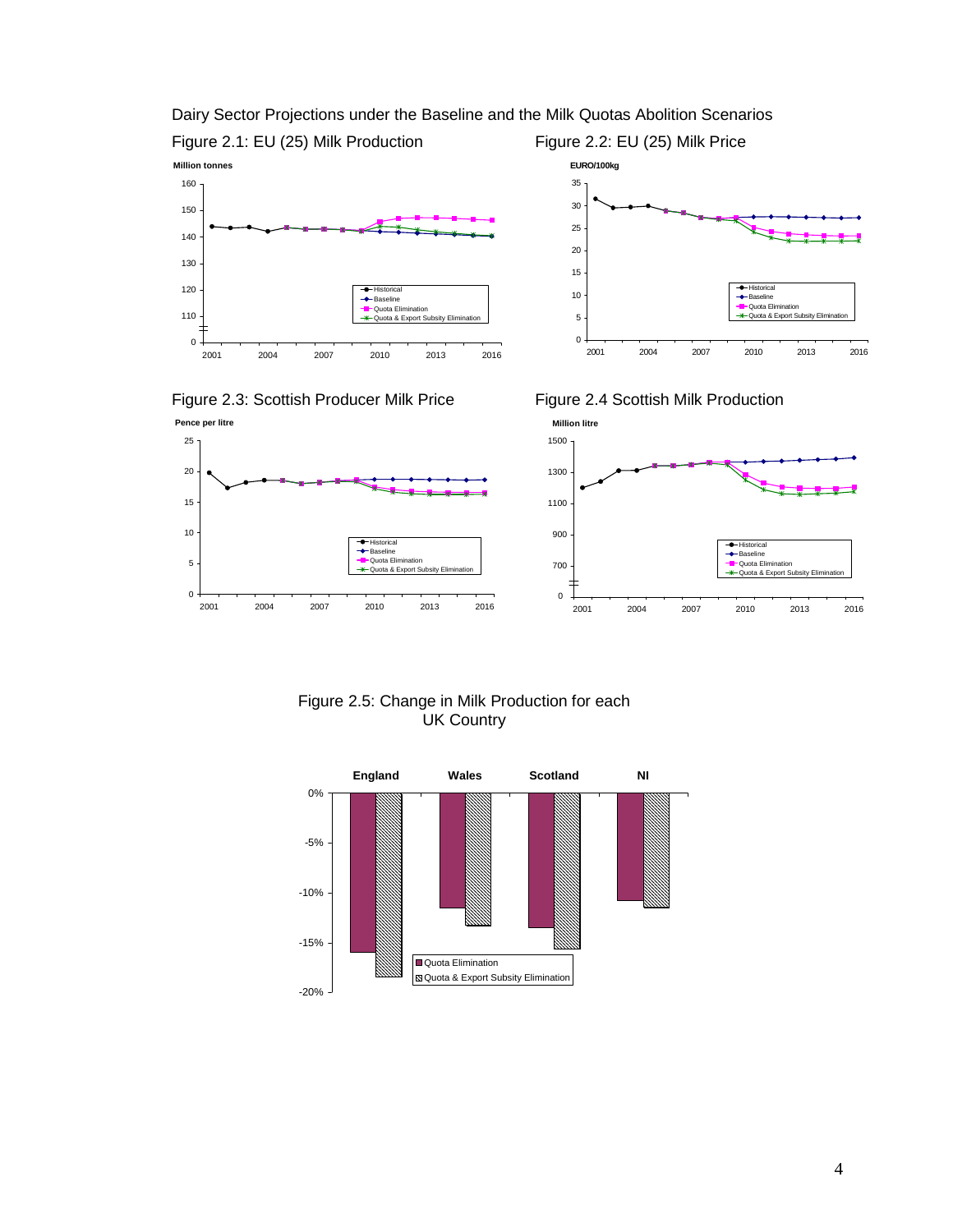Dairy Sector Projections under the Baseline and the Milk Quotas Abolition Scenarios

Figure 2.1: EU (25) Milk Production

Million tonnes

160
150
140
130
120
110
0

2001
2004
2007
2010
2013
2016

Historical
Baseline
Quota Elimination
Quota & Export Subsity Elimination

Figure 2.2: EU (25) Milk Price

EURO/100kg

35
30
25
20
15
10
5
0

2001
2004
2007
2010
2013
2016

Historical
Baseline
Quota Elimination
Quota & Export Subsity Elimination

Figure 2.3: Scottish Producer Milk Price

Pence per litre

25
20
15
10
5
0

2001
2004
2007
2010
2013
2016

Historical
Baseline
Quota Elimination
Quota & Export Subsity Elimination

Figure 2.4 Scottish Milk Production

Million litre

1500
1300
1100
900
700
0

2001
2004
2007
2010
2013
2016

Historical
Baseline
Quota Elimination
Quota & Export Subsity Elimination

Figure 2.5: Change in Milk Production for each UK Country

England
Wales
Scotland
NI

0%
-5%
-10%
-15%
-20%

Quota Elimination
Quota & Export Subsidy Elimination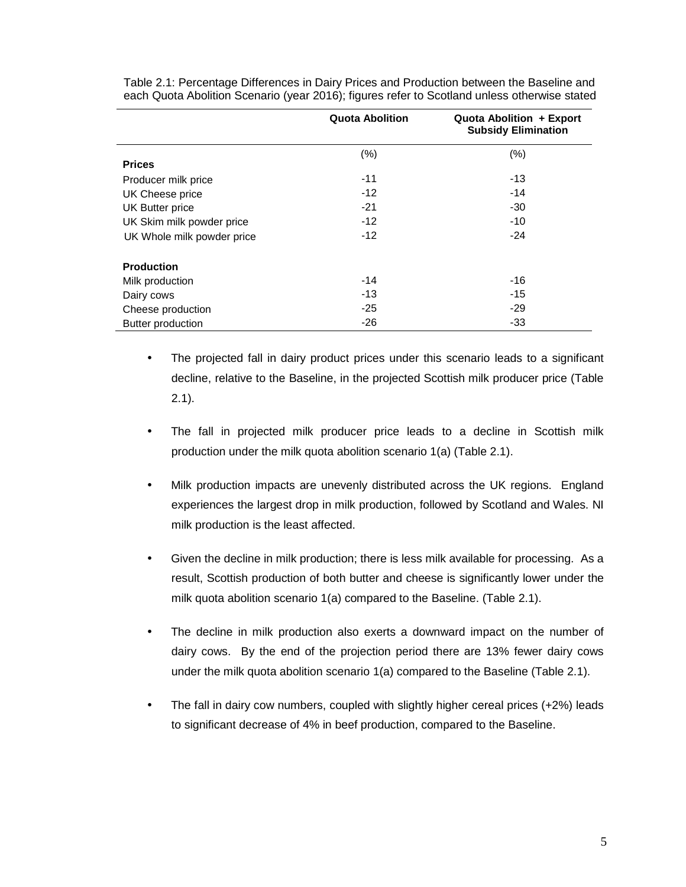Table 2.1: Percentage Differences in Dairy Prices and Production between the Baseline and each Quota Abolition Scenario (year 2016); figures refer to Scotland unless otherwise stated

| | Quota Abolition | Quota Abolition + Export Subsidy Elimination |
|---|---|---|
| | (%) | (%) |
| **Prices** | | |
| Producer milk price | -11 | -13 |
| UK Cheese price | -12 | -14 |
| UK Butter price | -21 | -30 |
| UK Skim milk powder price | -12 | -10 |
| UK Whole milk powder price | -12 | -24 |
| **Production** | | |
| Milk production | -14 | -16 |
| Dairy cows | -13 | -15 |
| Cheese production | -25 | -29 |
| Butter production | -26 | -33 |

- The projected fall in dairy product prices under this scenario leads to a significant decline, relative to the Baseline, in the projected Scottish milk producer price (Table 2.1).

- The fall in projected milk producer price leads to a decline in Scottish milk production under the milk quota abolition scenario 1(a) (Table 2.1).

- Milk production impacts are unevenly distributed across the UK regions. England experiences the largest drop in milk production, followed by Scotland and Wales. NI milk production is the least affected.

- Given the decline in milk production; there is less milk available for processing. As a result, Scottish production of both butter and cheese is significantly lower under the milk quota abolition scenario 1(a) compared to the Baseline. (Table 2.1).

- The decline in milk production also exerts a downward impact on the number of dairy cows. By the end of the projection period there are 13% fewer dairy cows under the milk quota abolition scenario 1(a) compared to the Baseline (Table 2.1).

- The fall in dairy cow numbers, coupled with slightly higher cereal prices (+2%) leads to significant decrease of 4% in beef production, compared to the Baseline.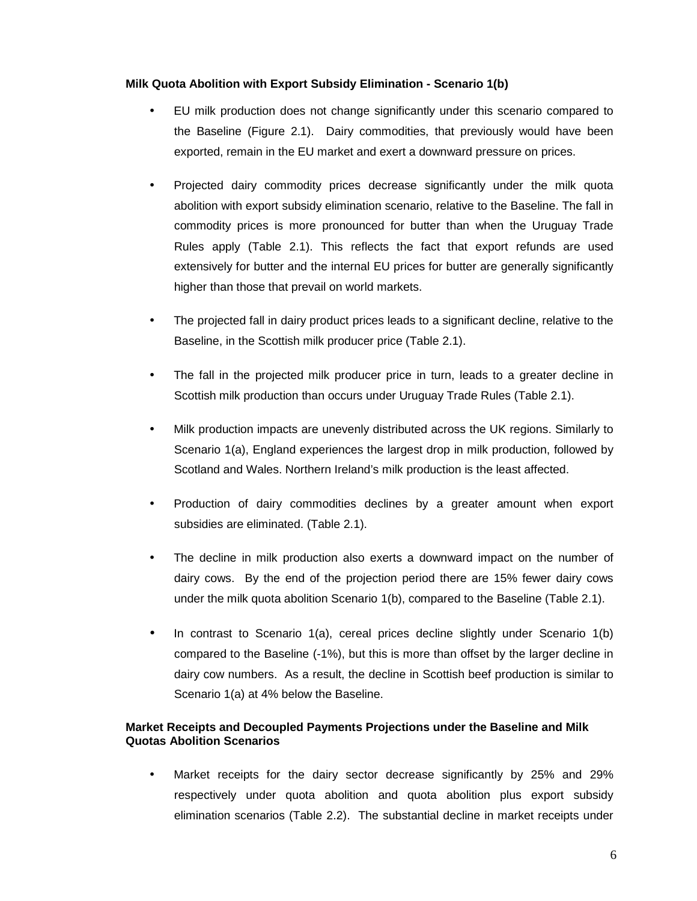**Milk Quota Abolition with Export Subsidy Elimination - Scenario 1(b)**

- EU milk production does not change significantly under this scenario compared to the Baseline (Figure 2.1). Dairy commodities, that previously would have been exported, remain in the EU market and exert a downward pressure on prices.

- Projected dairy commodity prices decrease significantly under the milk quota abolition with export subsidy elimination scenario, relative to the Baseline. The fall in commodity prices is more pronounced for butter than when the Uruguay Trade Rules apply (Table 2.1). This reflects the fact that export refunds are used extensively for butter and the internal EU prices for butter are generally significantly higher than those that prevail on world markets.

- The projected fall in dairy product prices leads to a significant decline, relative to the Baseline, in the Scottish milk producer price (Table 2.1).

- The fall in the projected milk producer price in turn, leads to a greater decline in Scottish milk production than occurs under Uruguay Trade Rules (Table 2.1).

- Milk production impacts are unevenly distributed across the UK regions. Similarly to Scenario 1(a), England experiences the largest drop in milk production, followed by Scotland and Wales. Northern Ireland's milk production is the least affected.

- Production of dairy commodities declines by a greater amount when export subsidies are eliminated. (Table 2.1).

- The decline in milk production also exerts a downward impact on the number of dairy cows. By the end of the projection period there are 15% fewer dairy cows under the milk quota abolition Scenario 1(b), compared to the Baseline (Table 2.1).

- In contrast to Scenario 1(a), cereal prices decline slightly under Scenario 1(b) compared to the Baseline (-1%), but this is more than offset by the larger decline in dairy cow numbers. As a result, the decline in Scottish beef production is similar to Scenario 1(a) at 4% below the Baseline.

**Market Receipts and Decoupled Payments Projections under the Baseline and Milk Quotas Abolition Scenarios**

- Market receipts for the dairy sector decrease significantly by 25% and 29% respectively under quota abolition and quota abolition plus export subsidy elimination scenarios (Table 2.2). The substantial decline in market receipts under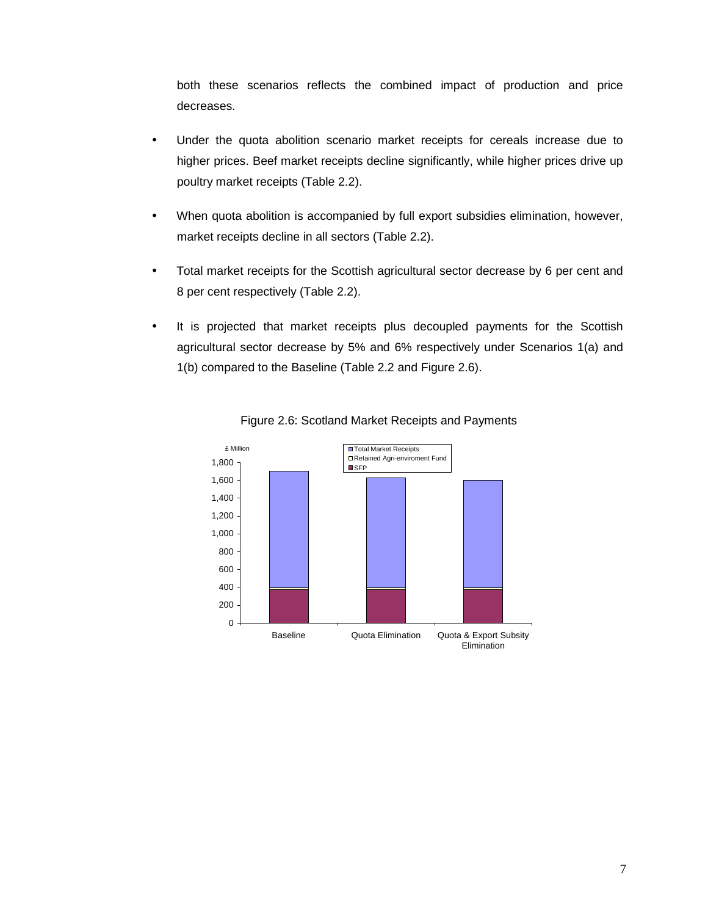both these scenarios reflects the combined impact of production and price decreases.

- Under the quota abolition scenario market receipts for cereals increase due to higher prices. Beef market receipts decline significantly, while higher prices drive up poultry market receipts (Table 2.2).
- When quota abolition is accompanied by full export subsidies elimination, however, market receipts decline in all sectors (Table 2.2).
- Total market receipts for the Scottish agricultural sector decrease by 6 per cent and 8 per cent respectively (Table 2.2).
- It is projected that market receipts plus decoupled payments for the Scottish agricultural sector decrease by 5% and 6% respectively under Scenarios 1(a) and 1(b) compared to the Baseline (Table 2.2 and Figure 2.6).

Figure 2.6: Scotland Market Receipts and Payments

£ Million

1,800
1,600
1,400
1,200
1,000
800
600
400
200
0

Total Market Receipts
Retained Agri-enviroment Fund
SFP

Baseline
Quota Elimination
Quota & Export Subsity Elimination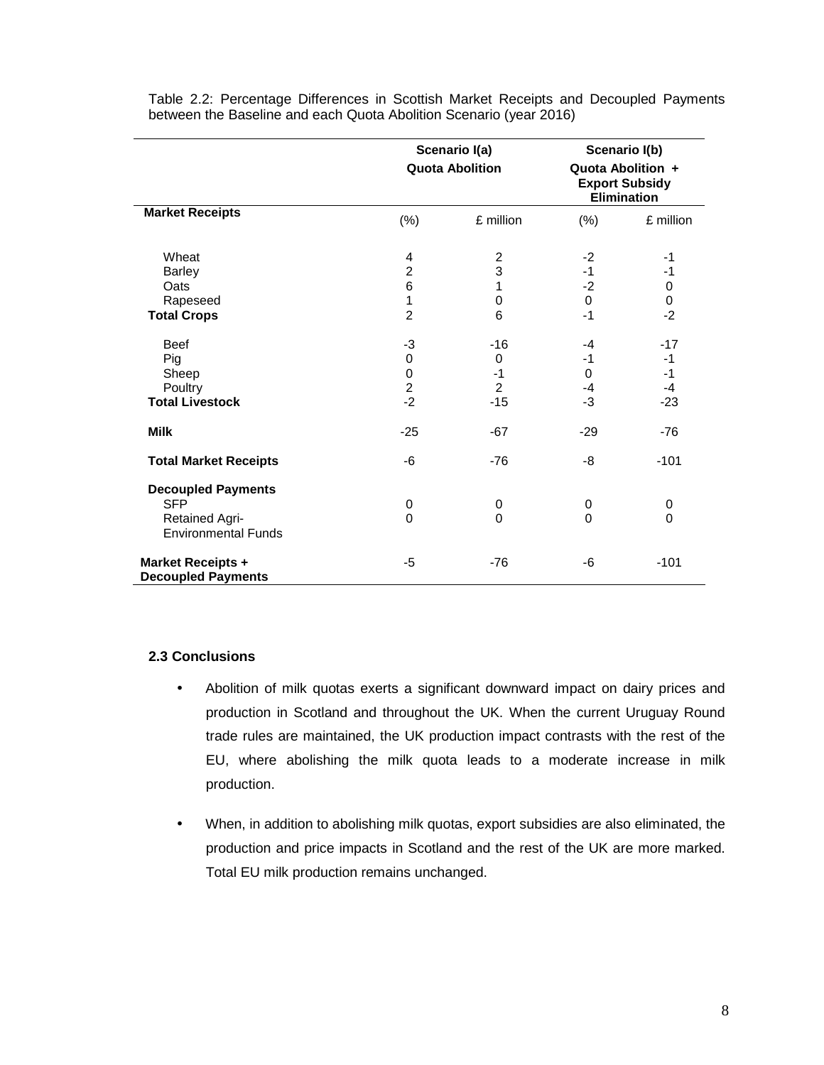Table 2.2: Percentage Differences in Scottish Market Receipts and Decoupled Payments between the Baseline and each Quota Abolition Scenario (year 2016)

| | Scenario I(a) Quota Abolition | | Scenario I(b) Quota Abolition + Export Subsidy Elimination | |
|---|---|---|---|---|
| **Market Receipts** | (%) | £ million | (%) | £ million |
| Wheat | 4 | 2 | -2 | -1 |
| Barley | 2 | 3 | -1 | -1 |
| Oats | 6 | 1 | -2 | 0 |
| Rapeseed | 1 | 0 | 0 | 0 |
| **Total Crops** | 2 | 6 | -1 | -2 |
| Beef | -3 | -16 | -4 | -17 |
| Pig | 0 | 0 | -1 | -1 |
| Sheep | 0 | -1 | 0 | -1 |
| Poultry | 2 | 2 | -4 | -4 |
| **Total Livestock** | -2 | -15 | -3 | -23 |
| **Milk** | -25 | -67 | -29 | -76 |
| **Total Market Receipts** | -6 | -76 | -8 | -101 |
| **Decoupled Payments** | | | | |
| SFP | 0 | 0 | 0 | 0 |
| Retained Agri-Environmental Funds | 0 | 0 | 0 | 0 |
| **Market Receipts + Decoupled Payments** | -5 | -76 | -6 | -101 |

### 2.3 Conclusions

- Abolition of milk quotas exerts a significant downward impact on dairy prices and production in Scotland and throughout the UK. When the current Uruguay Round trade rules are maintained, the UK production impact contrasts with the rest of the EU, where abolishing the milk quota leads to a moderate increase in milk production.
- When, in addition to abolishing milk quotas, export subsidies are also eliminated, the production and price impacts in Scotland and the rest of the UK are more marked. Total EU milk production remains unchanged.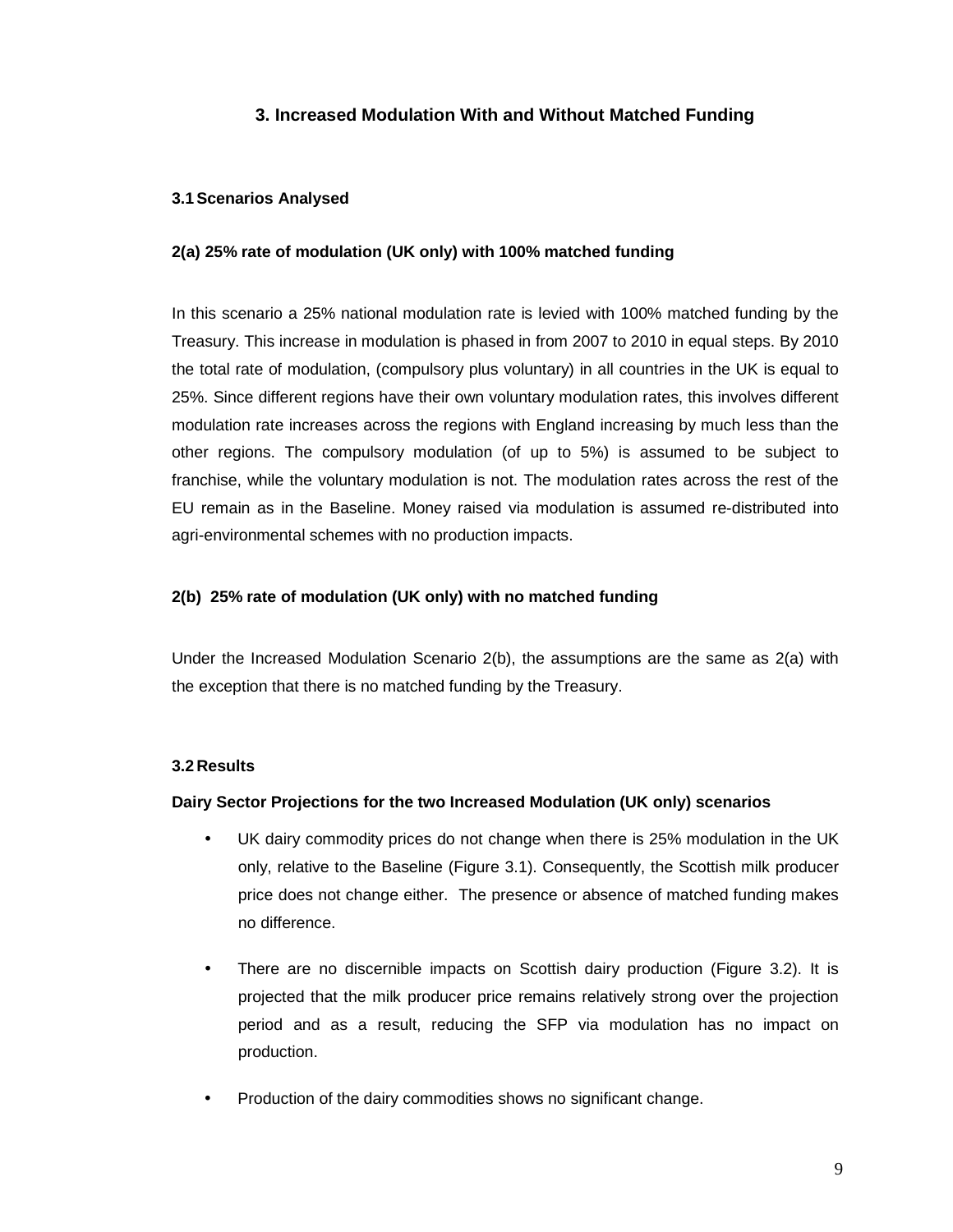## 3. Increased Modulation With and Without Matched Funding

### 3.1 Scenarios Analysed

#### 2(a) 25% rate of modulation (UK only) with 100% matched funding

In this scenario a 25% national modulation rate is levied with 100% matched funding by the Treasury. This increase in modulation is phased in from 2007 to 2010 in equal steps. By 2010 the total rate of modulation, (compulsory plus voluntary) in all countries in the UK is equal to 25%. Since different regions have their own voluntary modulation rates, this involves different modulation rate increases across the regions with England increasing by much less than the other regions. The compulsory modulation (of up to 5%) is assumed to be subject to franchise, while the voluntary modulation is not. The modulation rates across the rest of the EU remain as in the Baseline. Money raised via modulation is assumed re-distributed into agri-environmental schemes with no production impacts.

#### 2(b) 25% rate of modulation (UK only) with no matched funding

Under the Increased Modulation Scenario 2(b), the assumptions are the same as 2(a) with the exception that there is no matched funding by the Treasury.

### 3.2 Results

**Dairy Sector Projections for the two Increased Modulation (UK only) scenarios**

- UK dairy commodity prices do not change when there is 25% modulation in the UK only, relative to the Baseline (Figure 3.1). Consequently, the Scottish milk producer price does not change either. The presence or absence of matched funding makes no difference.
- There are no discernible impacts on Scottish dairy production (Figure 3.2). It is projected that the milk producer price remains relatively strong over the projection period and as a result, reducing the SFP via modulation has no impact on production.
- Production of the dairy commodities shows no significant change.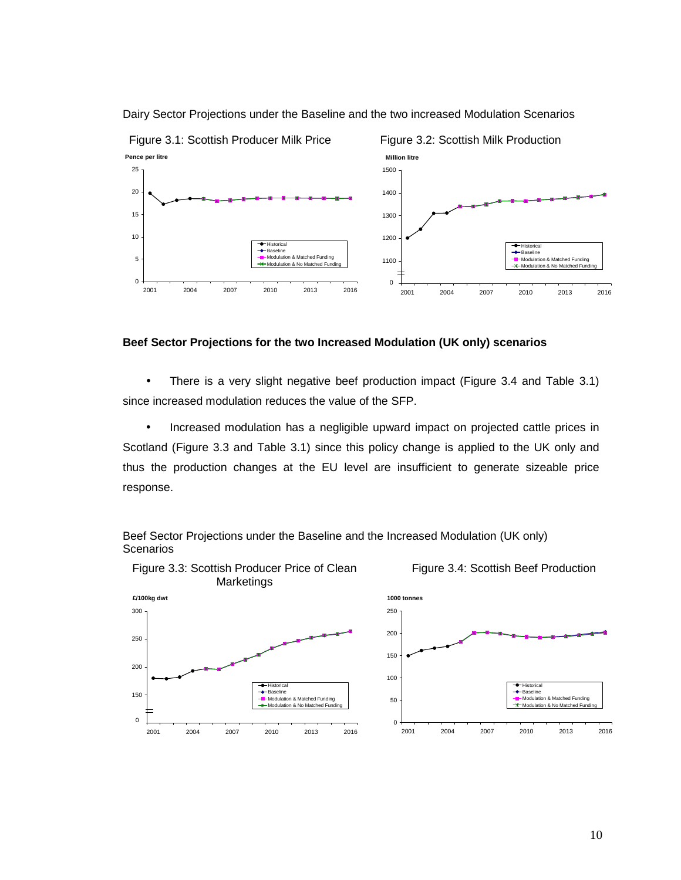Dairy Sector Projections under the Baseline and the two increased Modulation Scenarios

Figure 3.1: Scottish Producer Milk Price

Pence per litre

25
20
15
10
5
0

2001 2004 2007 2010 2013 2016

Historical
Baseline
Modulation & Matched Funding
Modulation & No Matched Funding

Figure 3.2: Scottish Milk Production

Million litre

1500
1400
1300
1200
1100
0

2001 2004 2007 2010 2013 2016

Historical
Baseline
Modulation & Matched Funding
Modulation & No Matched Funding

**Beef Sector Projections for the two Increased Modulation (UK only) scenarios**

- There is a very slight negative beef production impact (Figure 3.4 and Table 3.1) since increased modulation reduces the value of the SFP.
- Increased modulation has a negligible upward impact on projected cattle prices in Scotland (Figure 3.3 and Table 3.1) since this policy change is applied to the UK only and thus the production changes at the EU level are insufficient to generate sizeable price response.

Beef Sector Projections under the Baseline and the Increased Modulation (UK only) Scenarios

Figure 3.3: Scottish Producer Price of Clean Marketings

£/100kg dwt

300
250
200
150
0

2001 2004 2007 2010 2013 2016

Historical
Baseline
Modulation & Matched Funding
Modulation & No Matched Funding

Figure 3.4: Scottish Beef Production

1000 tonnes

250
200
150
100
50
0

2001 2004 2007 2010 2013 2016

Historical
Baseline
Modulation & Matched Funding
Modulation & No Matched Funding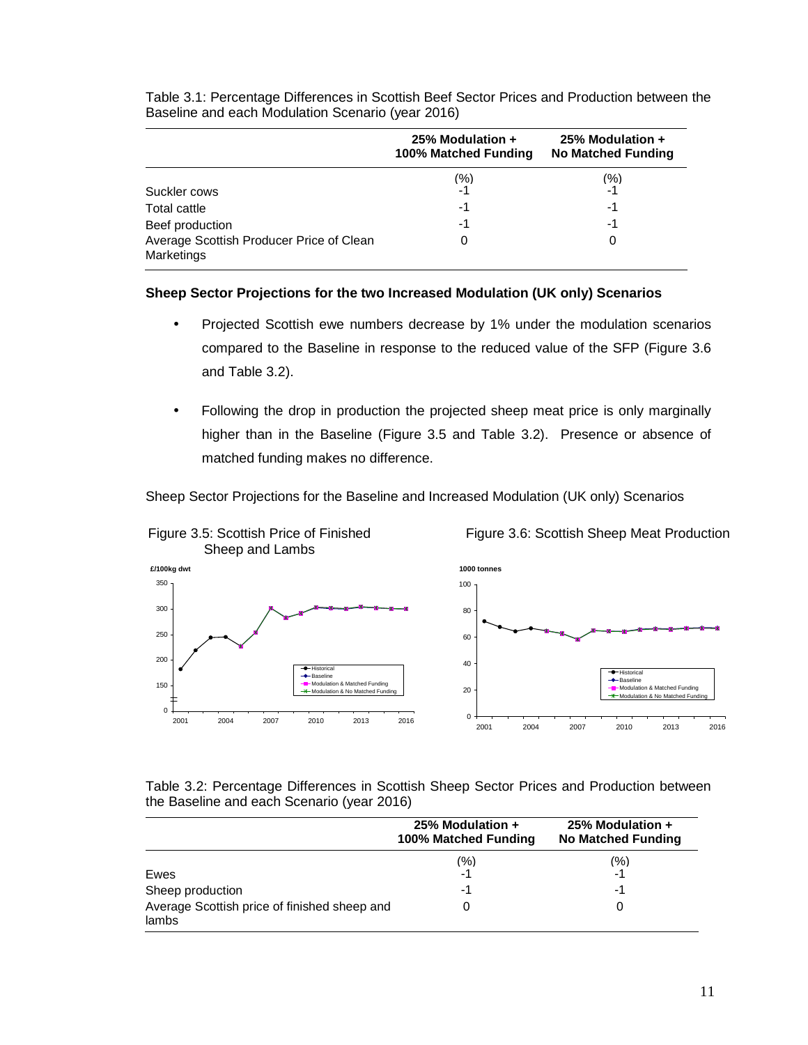Table 3.1: Percentage Differences in Scottish Beef Sector Prices and Production between the Baseline and each Modulation Scenario (year 2016)

| | 25% Modulation + 100% Matched Funding | 25% Modulation + No Matched Funding |
|---|---|---|
| | (%) | (%) |
| Suckler cows | -1 | -1 |
| Total cattle | -1 | -1 |
| Beef production | -1 | -1 |
| Average Scottish Producer Price of Clean Marketings | 0 | 0 |

**Sheep Sector Projections for the two Increased Modulation (UK only) Scenarios**

- Projected Scottish ewe numbers decrease by 1% under the modulation scenarios compared to the Baseline in response to the reduced value of the SFP (Figure 3.6 and Table 3.2).
- Following the drop in production the projected sheep meat price is only marginally higher than in the Baseline (Figure 3.5 and Table 3.2). Presence or absence of matched funding makes no difference.

Sheep Sector Projections for the Baseline and Increased Modulation (UK only) Scenarios

Figure 3.5: Scottish Price of Finished Sheep and Lambs

£/100kg dwt

350
300
250
200
150
0

2001 2004 2007 2010 2013 2016

Historical
Baseline
Modulation & Matched Funding
Modulation & No Matched Funding

Figure 3.6: Scottish Sheep Meat Production

1000 tonnes

100
80
60
40
20
0

2001 2004 2007 2010 2013 2016

Historical
Baseline
Modulation & Matched Funding
Modulation & No Matched Funding

Table 3.2: Percentage Differences in Scottish Sheep Sector Prices and Production between the Baseline and each Scenario (year 2016)

| | 25% Modulation + 100% Matched Funding | 25% Modulation + No Matched Funding |
|---|---|---|
| | (%) | (%) |
| Ewes | -1 | -1 |
| Sheep production | -1 | -1 |
| Average Scottish price of finished sheep and lambs | 0 | 0 |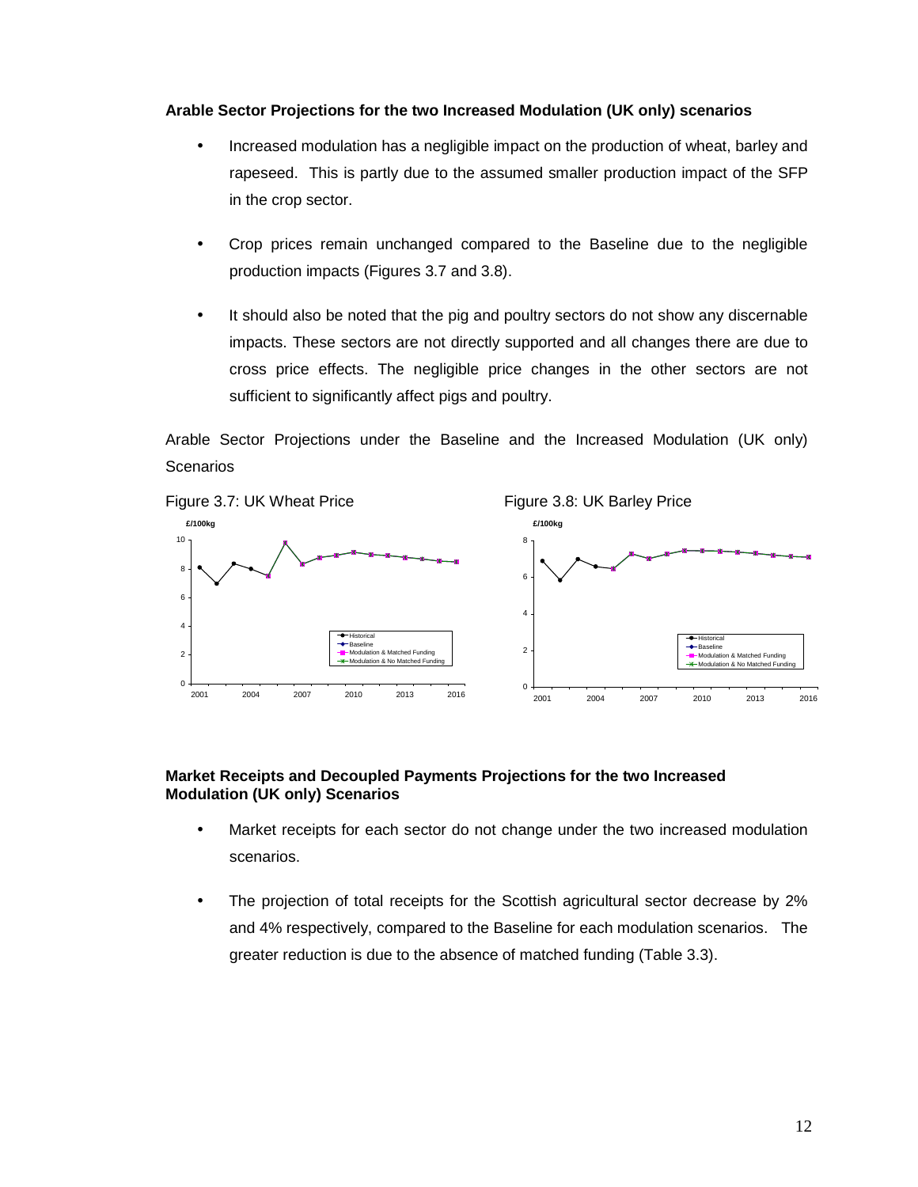**Arable Sector Projections for the two Increased Modulation (UK only) scenarios**

- Increased modulation has a negligible impact on the production of wheat, barley and rapeseed. This is partly due to the assumed smaller production impact of the SFP in the crop sector.
- Crop prices remain unchanged compared to the Baseline due to the negligible production impacts (Figures 3.7 and 3.8).
- It should also be noted that the pig and poultry sectors do not show any discernable impacts. These sectors are not directly supported and all changes there are due to cross price effects. The negligible price changes in the other sectors are not sufficient to significantly affect pigs and poultry.

Arable Sector Projections under the Baseline and the Increased Modulation (UK only) Scenarios

Figure 3.7: UK Wheat Price

£/100kg
0
2
4
6
8
10
2001
2004
2007
2010
2013
2016
Historical
Baseline
Modulation & Matched Funding
Modulation & No Matched Funding

Figure 3.8: UK Barley Price

£/100kg
0
2
4
6
8
2001
2004
2007
2010
2013
2016
Historical
Baseline
Modulation & Matched Funding
Modulation & No Matched Funding

**Market Receipts and Decoupled Payments Projections for the two Increased Modulation (UK only) Scenarios**

- Market receipts for each sector do not change under the two increased modulation scenarios.
- The projection of total receipts for the Scottish agricultural sector decrease by 2% and 4% respectively, compared to the Baseline for each modulation scenarios. The greater reduction is due to the absence of matched funding (Table 3.3).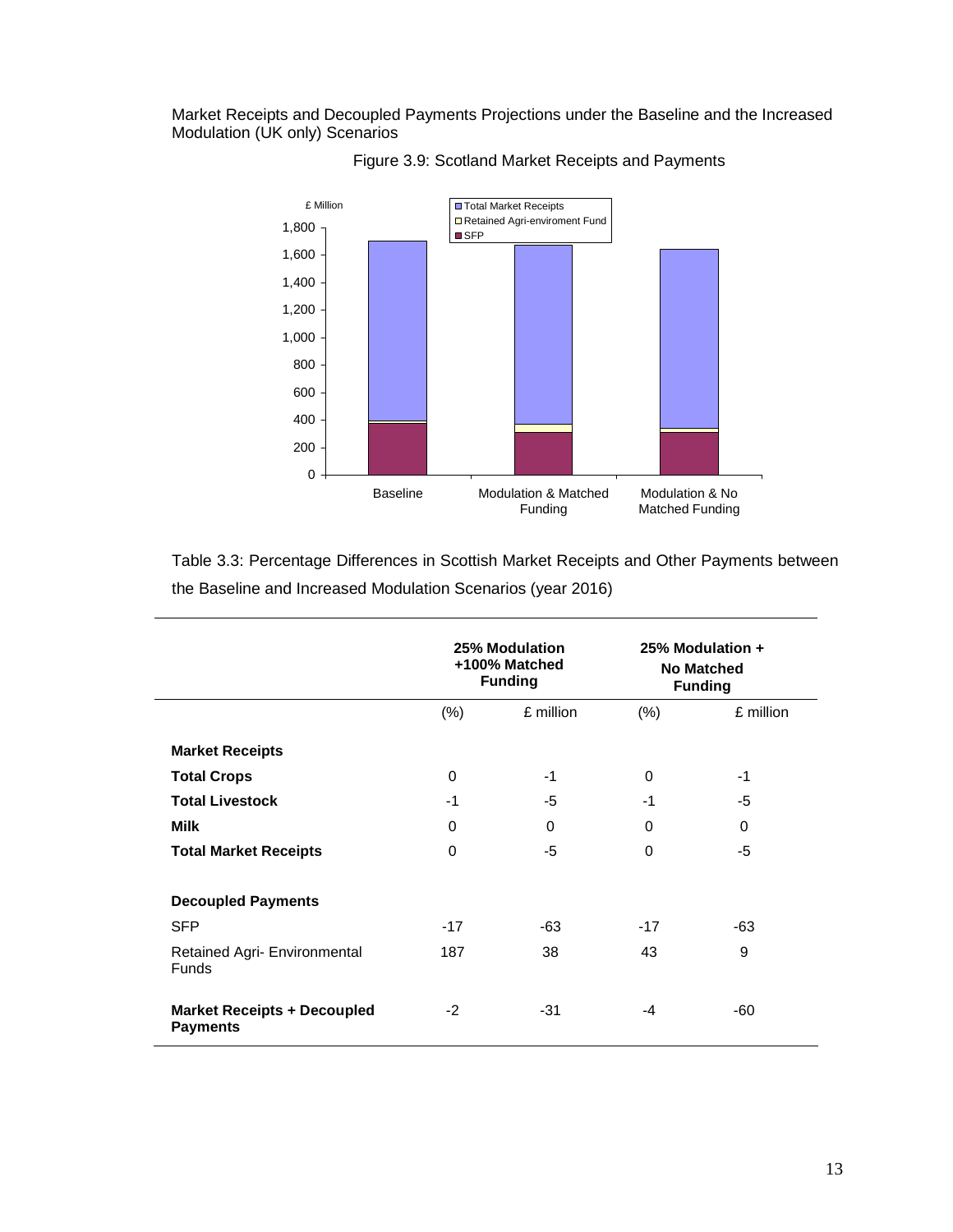Market Receipts and Decoupled Payments Projections under the Baseline and the Increased Modulation (UK only) Scenarios

Figure 3.9: Scotland Market Receipts and Payments

£ Million

1,800
1,600
1,400
1,200
1,000
800
600
400
200
0

Total Market Receipts
Retained Agri-enviroment Fund
SFP

Baseline
Modulation & Matched Funding
Modulation & No Matched Funding

Table 3.3: Percentage Differences in Scottish Market Receipts and Other Payments between the Baseline and Increased Modulation Scenarios (year 2016)

| | 25% Modulation +100% Matched Funding | | 25% Modulation + No Matched Funding | |
|---|---|---|---|---|
| | (%) | £ million | (%) | £ million |
| **Market Receipts** | | | | |
| **Total Crops** | 0 | -1 | 0 | -1 |
| **Total Livestock** | -1 | -5 | -1 | -5 |
| **Milk** | 0 | 0 | 0 | 0 |
| **Total Market Receipts** | 0 | -5 | 0 | -5 |
| **Decoupled Payments** | | | | |
| SFP | -17 | -63 | -17 | -63 |
| Retained Agri- Environmental Funds | 187 | 38 | 43 | 9 |
| **Market Receipts + Decoupled Payments** | -2 | -31 | -4 | -60 |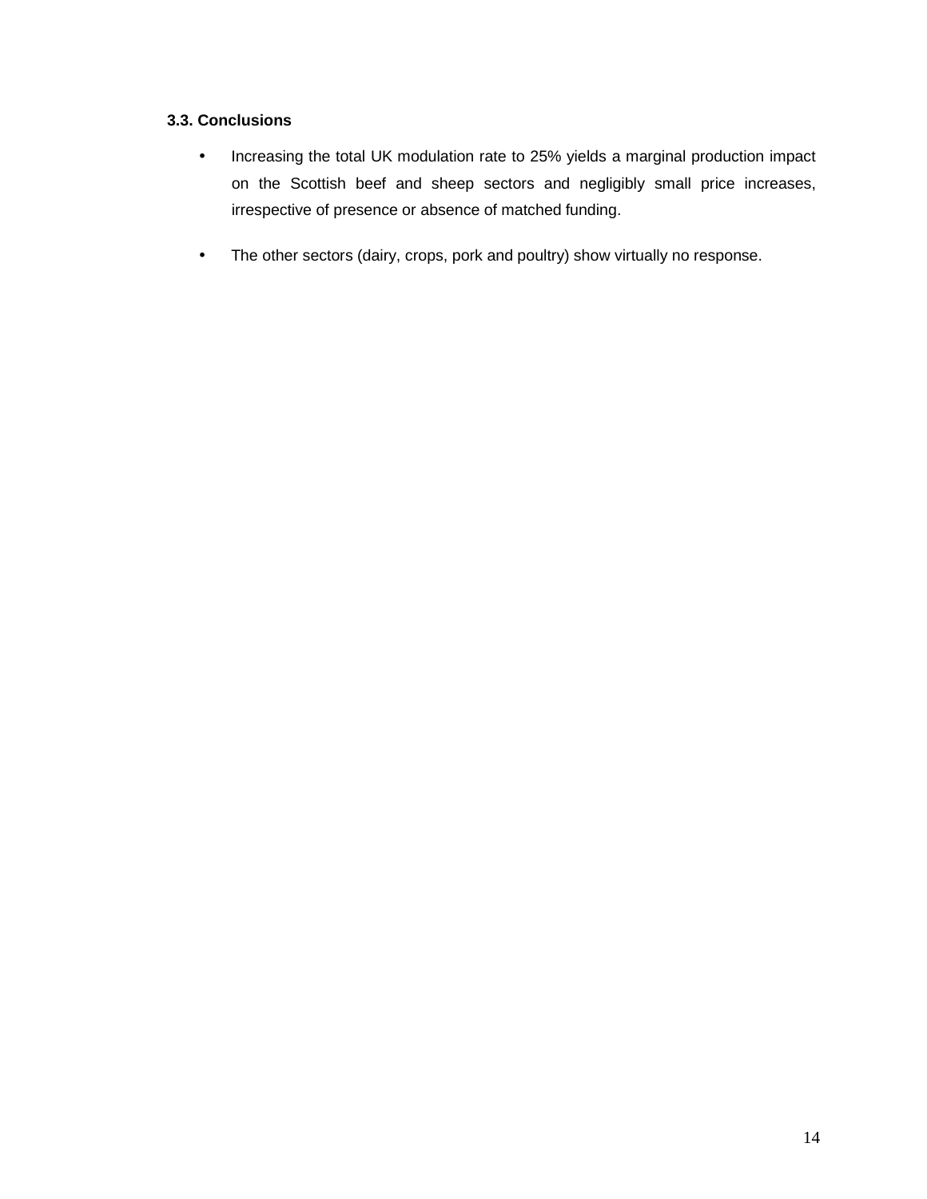### 3.3. Conclusions

- Increasing the total UK modulation rate to 25% yields a marginal production impact on the Scottish beef and sheep sectors and negligibly small price increases, irrespective of presence or absence of matched funding.
- The other sectors (dairy, crops, pork and poultry) show virtually no response.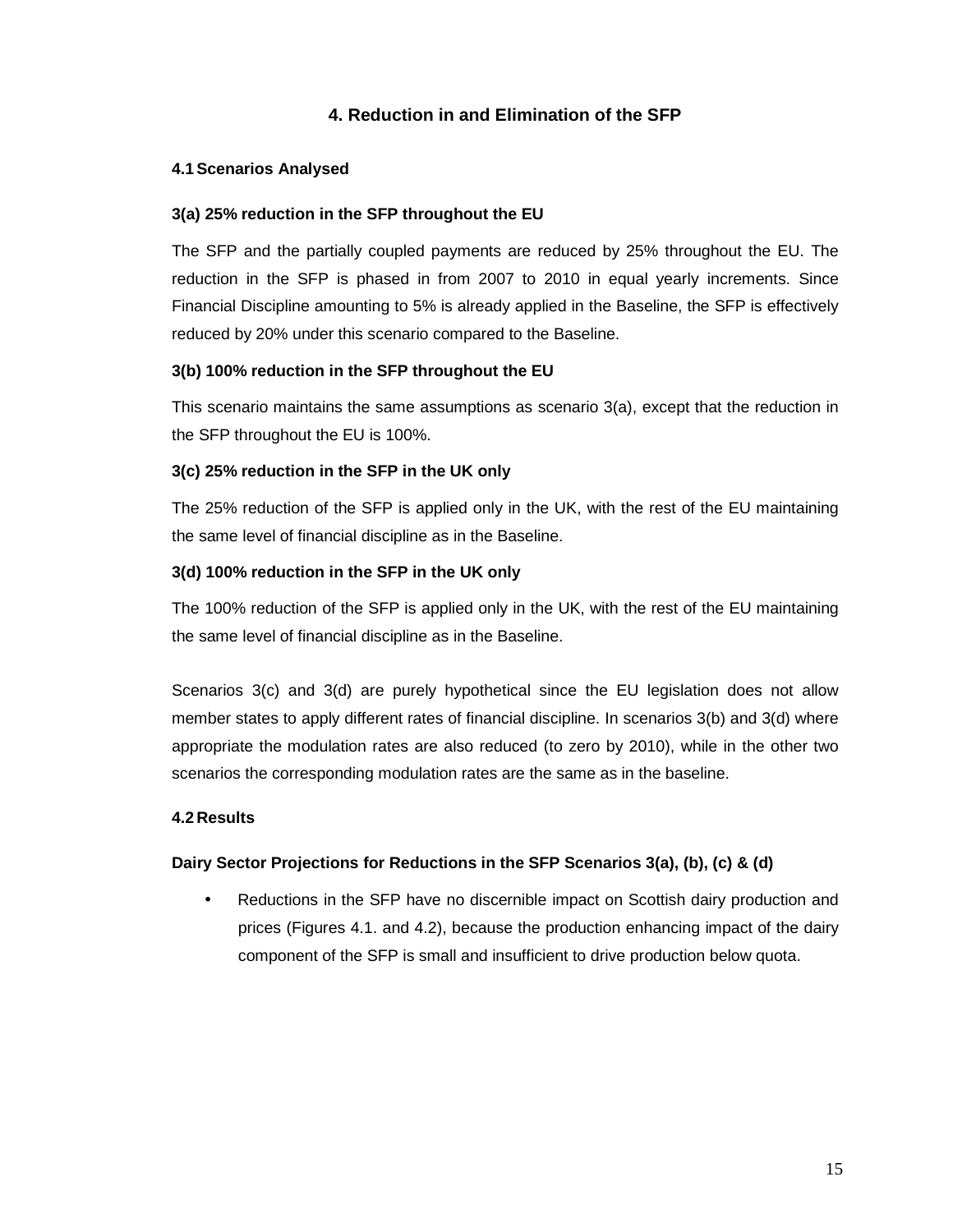## 4. Reduction in and Elimination of the SFP

### 4.1 Scenarios Analysed

**3(a) 25% reduction in the SFP throughout the EU**

The SFP and the partially coupled payments are reduced by 25% throughout the EU. The reduction in the SFP is phased in from 2007 to 2010 in equal yearly increments. Since Financial Discipline amounting to 5% is already applied in the Baseline, the SFP is effectively reduced by 20% under this scenario compared to the Baseline.

**3(b) 100% reduction in the SFP throughout the EU**

This scenario maintains the same assumptions as scenario 3(a), except that the reduction in the SFP throughout the EU is 100%.

**3(c) 25% reduction in the SFP in the UK only**

The 25% reduction of the SFP is applied only in the UK, with the rest of the EU maintaining the same level of financial discipline as in the Baseline.

**3(d) 100% reduction in the SFP in the UK only**

The 100% reduction of the SFP is applied only in the UK, with the rest of the EU maintaining the same level of financial discipline as in the Baseline.

Scenarios 3(c) and 3(d) are purely hypothetical since the EU legislation does not allow member states to apply different rates of financial discipline. In scenarios 3(b) and 3(d) where appropriate the modulation rates are also reduced (to zero by 2010), while in the other two scenarios the corresponding modulation rates are the same as in the baseline.

### 4.2 Results

**Dairy Sector Projections for Reductions in the SFP Scenarios 3(a), (b), (c) & (d)**

- Reductions in the SFP have no discernible impact on Scottish dairy production and prices (Figures 4.1. and 4.2), because the production enhancing impact of the dairy component of the SFP is small and insufficient to drive production below quota.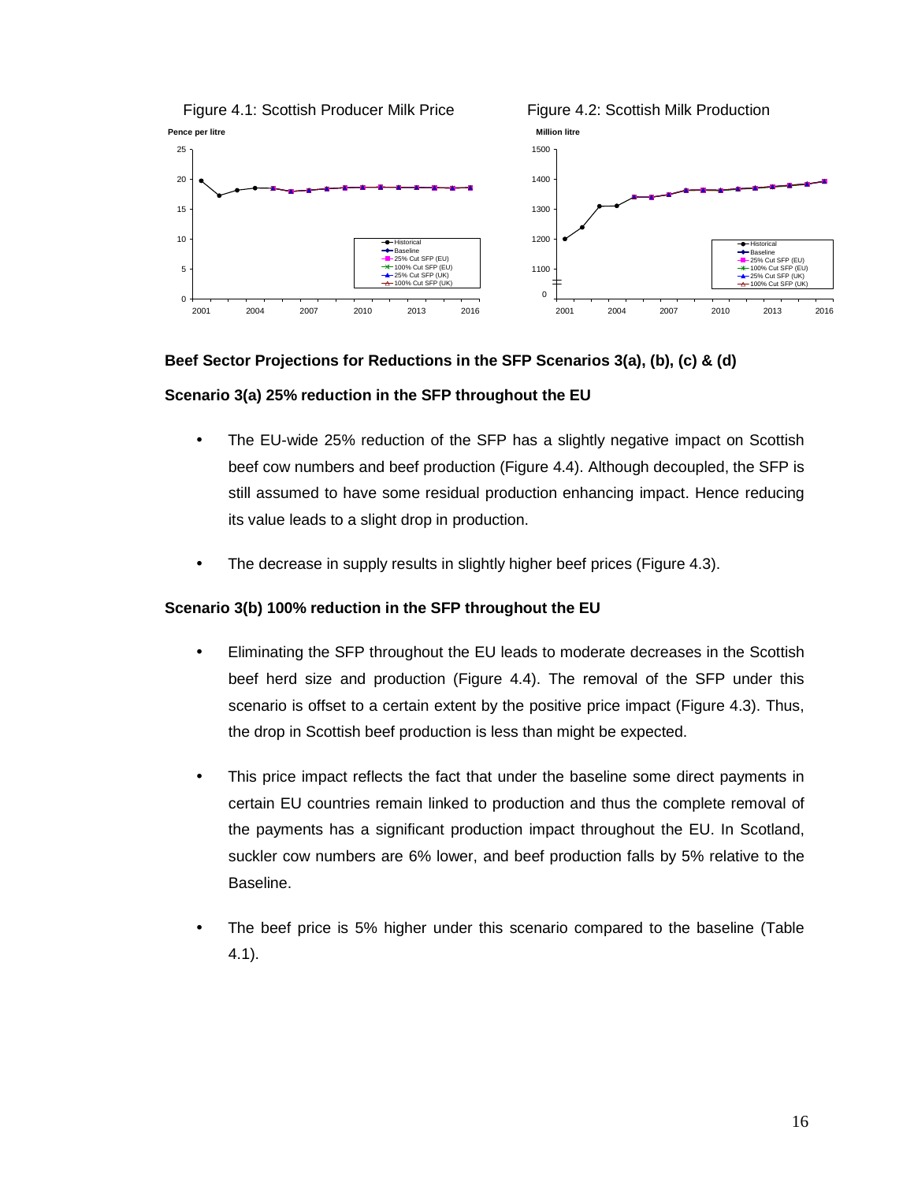Figure 4.1: Scottish Producer Milk Price

Pence per litre

25
20
15
10
5
0

2001 2004 2007 2010 2013 2016

Historical
Baseline
25% Cut SFP (EU)
100% Cut SFP (EU)
25% Cut SFP (UK)
100% Cut SFP (UK)

Figure 4.2: Scottish Milk Production

Million litre

1500
1400
1300
1200
1100
0

2001 2004 2007 2010 2013 2016

Historical
Baseline
25% Cut SFP (EU)
100% Cut SFP (EU)
25% Cut SFP (UK)
100% Cut SFP (UK)

**Beef Sector Projections for Reductions in the SFP Scenarios 3(a), (b), (c) & (d)**

**Scenario 3(a) 25% reduction in the SFP throughout the EU**

- The EU-wide 25% reduction of the SFP has a slightly negative impact on Scottish beef cow numbers and beef production (Figure 4.4). Although decoupled, the SFP is still assumed to have some residual production enhancing impact. Hence reducing its value leads to a slight drop in production.

- The decrease in supply results in slightly higher beef prices (Figure 4.3).

**Scenario 3(b) 100% reduction in the SFP throughout the EU**

- Eliminating the SFP throughout the EU leads to moderate decreases in the Scottish beef herd size and production (Figure 4.4). The removal of the SFP under this scenario is offset to a certain extent by the positive price impact (Figure 4.3). Thus, the drop in Scottish beef production is less than might be expected.

- This price impact reflects the fact that under the baseline some direct payments in certain EU countries remain linked to production and thus the complete removal of the payments has a significant production impact throughout the EU. In Scotland, suckler cow numbers are 6% lower, and beef production falls by 5% relative to the Baseline.

- The beef price is 5% higher under this scenario compared to the baseline (Table 4.1).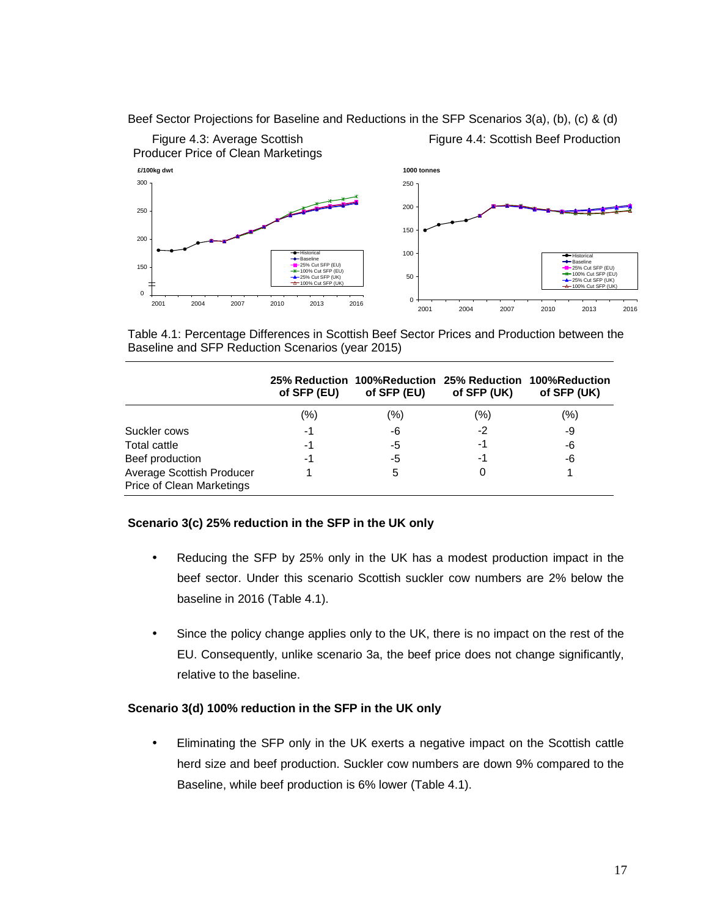Beef Sector Projections for Baseline and Reductions in the SFP Scenarios 3(a), (b), (c) & (d)

Figure 4.3: Average Scottish Producer Price of Clean Marketings

£/100kg dwt

300
250
200
150
0

2001 2004 2007 2010 2013 2016

Historical
Baseline
25% Cut SFP (EU)
100% Cut SFP (EU)
25% Cut SFP (UK)
100% Cut SFP (UK)

Figure 4.4: Scottish Beef Production

1000 tonnes

250
200
150
100
50
0

2001 2004 2007 2010 2013 2016

Historical
Baseline
25% Cut SFP (EU)
100% Cut SFP (EU)
25% Cut SFP (UK)
100% Cut SFP (UK)

Table 4.1: Percentage Differences in Scottish Beef Sector Prices and Production between the Baseline and SFP Reduction Scenarios (year 2015)

| | 25% Reduction of SFP (EU) | 100%Reduction of SFP (EU) | 25% Reduction of SFP (UK) | 100%Reduction of SFP (UK) |
|---|---|---|---|---|
| | (%) | (%) | (%) | (%) |
| Suckler cows | -1 | -6 | -2 | -9 |
| Total cattle | -1 | -5 | -1 | -6 |
| Beef production | -1 | -5 | -1 | -6 |
| Average Scottish Producer Price of Clean Marketings | 1 | 5 | 0 | 1 |

**Scenario 3(c) 25% reduction in the SFP in the UK only**

- Reducing the SFP by 25% only in the UK has a modest production impact in the beef sector. Under this scenario Scottish suckler cow numbers are 2% below the baseline in 2016 (Table 4.1).

- Since the policy change applies only to the UK, there is no impact on the rest of the EU. Consequently, unlike scenario 3a, the beef price does not change significantly, relative to the baseline.

**Scenario 3(d) 100% reduction in the SFP in the UK only**

- Eliminating the SFP only in the UK exerts a negative impact on the Scottish cattle herd size and beef production. Suckler cow numbers are down 9% compared to the Baseline, while beef production is 6% lower (Table 4.1).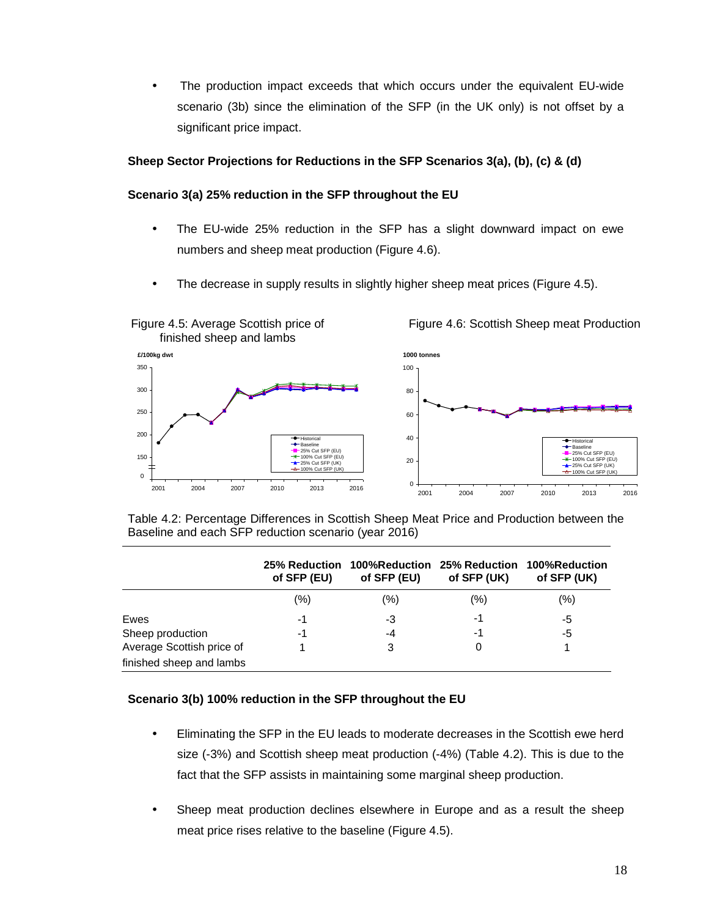- The production impact exceeds that which occurs under the equivalent EU-wide scenario (3b) since the elimination of the SFP (in the UK only) is not offset by a significant price impact.

**Sheep Sector Projections for Reductions in the SFP Scenarios 3(a), (b), (c) & (d)**

**Scenario 3(a) 25% reduction in the SFP throughout the EU**

- The EU-wide 25% reduction in the SFP has a slight downward impact on ewe numbers and sheep meat production (Figure 4.6).
- The decrease in supply results in slightly higher sheep meat prices (Figure 4.5).

Figure 4.5: Average Scottish price of finished sheep and lambs

£/100kg dwt

350
300
250
200
150
0

2001 2004 2007 2010 2013 2016

Historical
Baseline
25% Cut SFP (EU)
100% Cut SFP (EU)
25% Cut SFP (UK)
100% Cut SFP (UK)

Figure 4.6: Scottish Sheep meat Production

1000 tonnes

100
80
60
40
20
0

2001 2004 2007 2010 2013 2016

Historical
Baseline
25% Cut SFP (EU)
100% Cut SFP (EU)
25% Cut SFP (UK)
100% Cut SFP (UK)

Table 4.2: Percentage Differences in Scottish Sheep Meat Price and Production between the Baseline and each SFP reduction scenario (year 2016)

| | 25% Reduction of SFP (EU) | 100%Reduction of SFP (EU) | 25% Reduction of SFP (UK) | 100%Reduction of SFP (UK) |
|---|---|---|---|---|
| | (%) | (%) | (%) | (%) |
| Ewes | -1 | -3 | -1 | -5 |
| Sheep production | -1 | -4 | -1 | -5 |
| Average Scottish price of finished sheep and lambs | 1 | 3 | 0 | 1 |

**Scenario 3(b) 100% reduction in the SFP throughout the EU**

- Eliminating the SFP in the EU leads to moderate decreases in the Scottish ewe herd size (-3%) and Scottish sheep meat production (-4%) (Table 4.2). This is due to the fact that the SFP assists in maintaining some marginal sheep production.
- Sheep meat production declines elsewhere in Europe and as a result the sheep meat price rises relative to the baseline (Figure 4.5).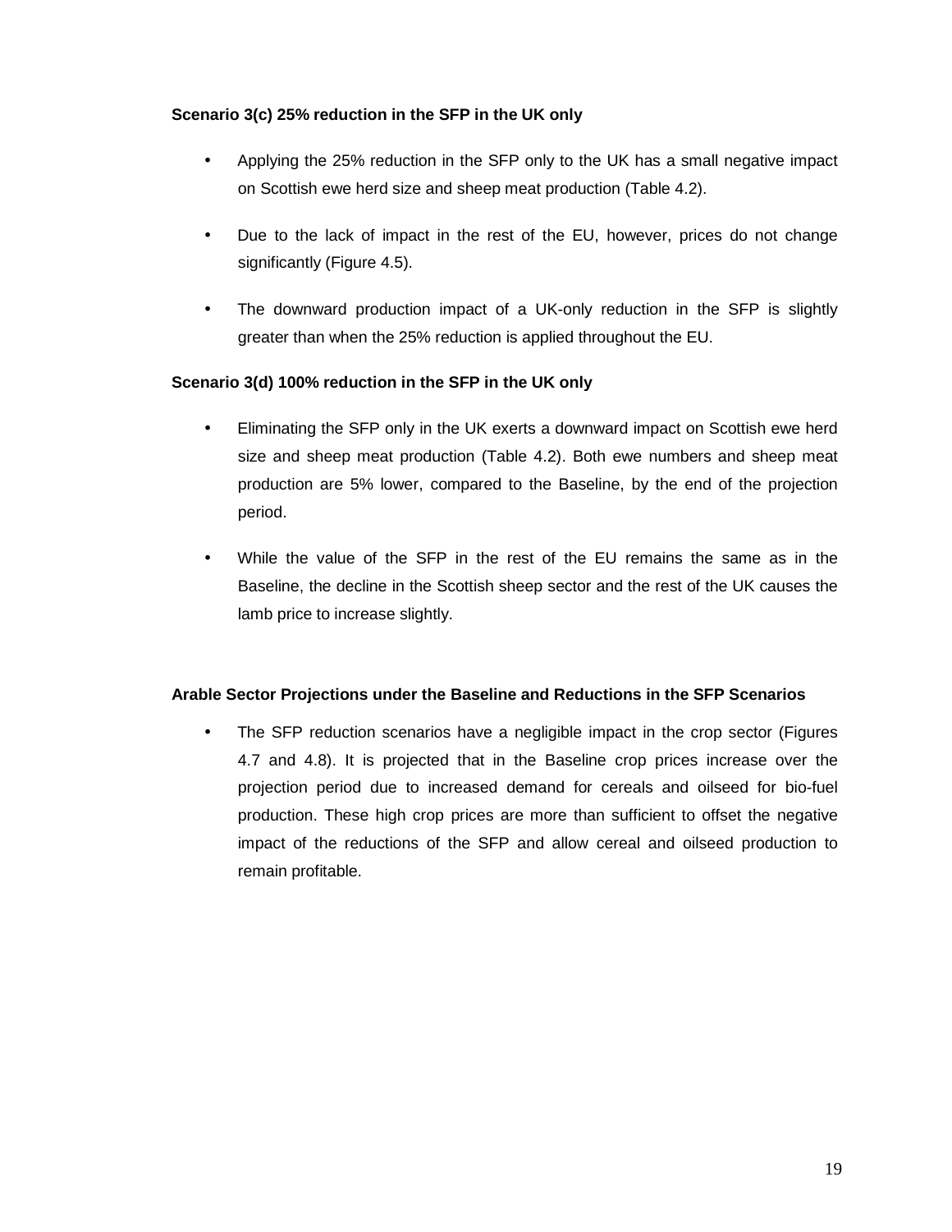**Scenario 3(c) 25% reduction in the SFP in the UK only**

- Applying the 25% reduction in the SFP only to the UK has a small negative impact on Scottish ewe herd size and sheep meat production (Table 4.2).
- Due to the lack of impact in the rest of the EU, however, prices do not change significantly (Figure 4.5).
- The downward production impact of a UK-only reduction in the SFP is slightly greater than when the 25% reduction is applied throughout the EU.

**Scenario 3(d) 100% reduction in the SFP in the UK only**

- Eliminating the SFP only in the UK exerts a downward impact on Scottish ewe herd size and sheep meat production (Table 4.2). Both ewe numbers and sheep meat production are 5% lower, compared to the Baseline, by the end of the projection period.
- While the value of the SFP in the rest of the EU remains the same as in the Baseline, the decline in the Scottish sheep sector and the rest of the UK causes the lamb price to increase slightly.

**Arable Sector Projections under the Baseline and Reductions in the SFP Scenarios**

- The SFP reduction scenarios have a negligible impact in the crop sector (Figures 4.7 and 4.8). It is projected that in the Baseline crop prices increase over the projection period due to increased demand for cereals and oilseed for bio-fuel production. These high crop prices are more than sufficient to offset the negative impact of the reductions of the SFP and allow cereal and oilseed production to remain profitable.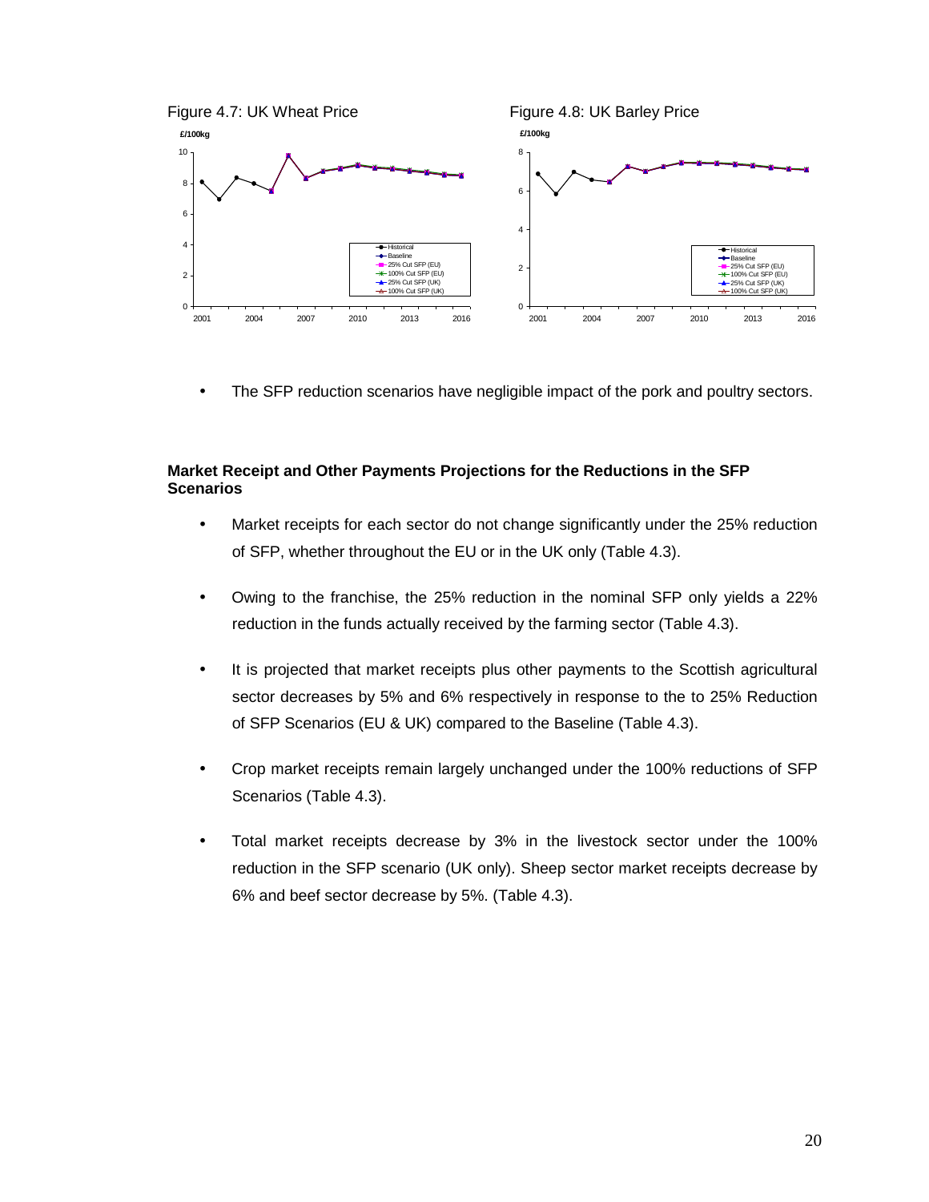Figure 4.7: UK Wheat Price

£/100kg

10
8
6
4
2
0

2001 2004 2007 2010 2013 2016

Historical
Baseline
25% Cut SFP (EU)
100% Cut SFP (EU)
25% Cut SFP (UK)
100% Cut SFP (UK)

Figure 4.8: UK Barley Price

£/100kg

8
6
4
2
0

2001 2004 2007 2010 2013 2016

Historical
Baseline
25% Cut SFP (EU)
100% Cut SFP (EU)
25% Cut SFP (UK)
100% Cut SFP (UK)

- The SFP reduction scenarios have negligible impact of the pork and poultry sectors.

**Market Receipt and Other Payments Projections for the Reductions in the SFP Scenarios**

- Market receipts for each sector do not change significantly under the 25% reduction of SFP, whether throughout the EU or in the UK only (Table 4.3).
- Owing to the franchise, the 25% reduction in the nominal SFP only yields a 22% reduction in the funds actually received by the farming sector (Table 4.3).
- It is projected that market receipts plus other payments to the Scottish agricultural sector decreases by 5% and 6% respectively in response to the to 25% Reduction of SFP Scenarios (EU & UK) compared to the Baseline (Table 4.3).
- Crop market receipts remain largely unchanged under the 100% reductions of SFP Scenarios (Table 4.3).
- Total market receipts decrease by 3% in the livestock sector under the 100% reduction in the SFP scenario (UK only). Sheep sector market receipts decrease by 6% and beef sector decrease by 5%. (Table 4.3).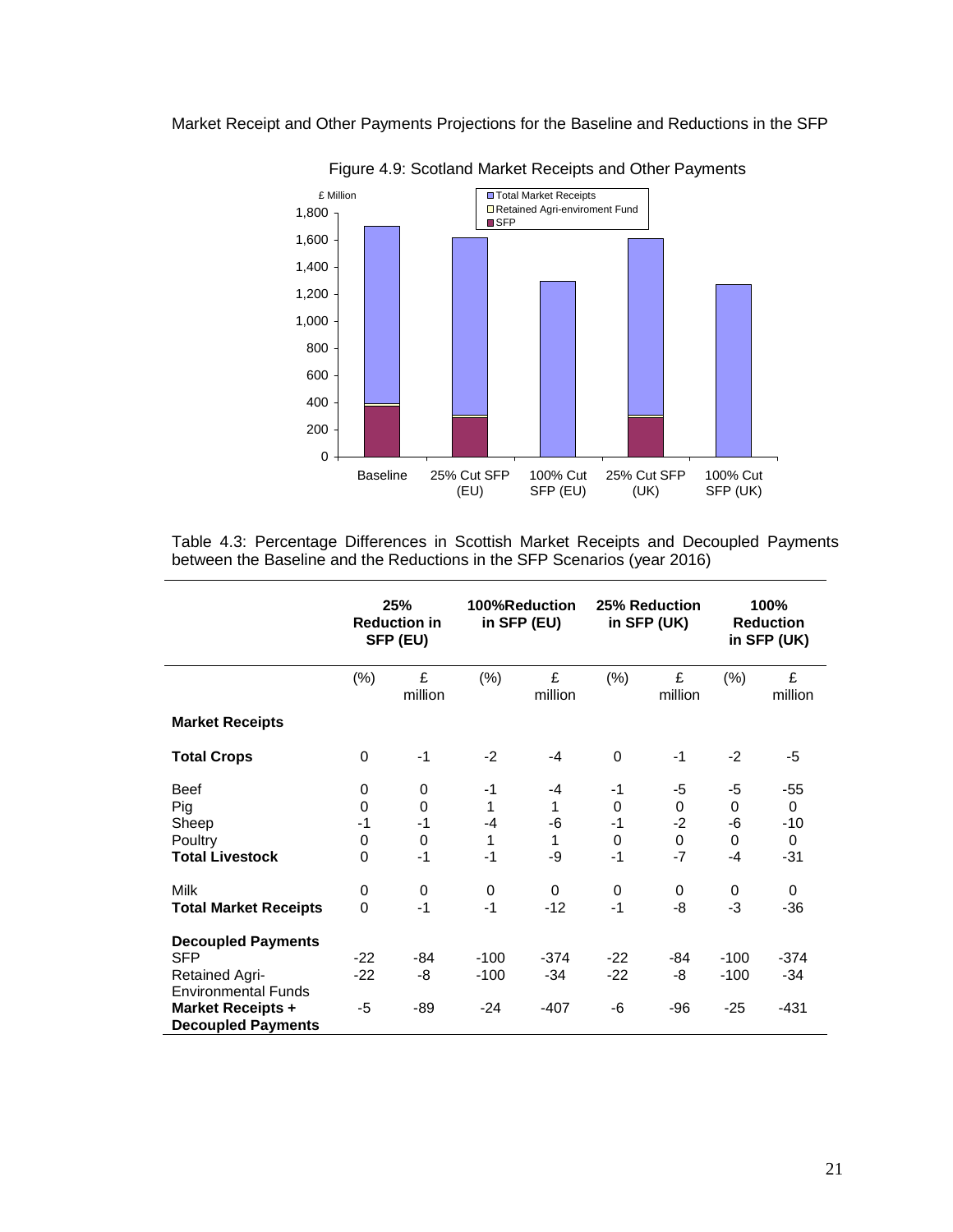Market Receipt and Other Payments Projections for the Baseline and Reductions in the SFP

Figure 4.9: Scotland Market Receipts and Other Payments

£ Million
1,800
1,600
1,400
1,200
1,000
800
600
400
200
0

Total Market Receipts
Retained Agri-enviroment Fund
SFP

Baseline
25% Cut SFP (EU)
100% Cut SFP (EU)
25% Cut SFP (UK)
100% Cut SFP (UK)

Table 4.3: Percentage Differences in Scottish Market Receipts and Decoupled Payments between the Baseline and the Reductions in the SFP Scenarios (year 2016)

| | 25% Reduction in SFP (EU) | | 100%Reduction in SFP (EU) | | 25% Reduction in SFP (UK) | | 100% Reduction in SFP (UK) | |
|---|---|---|---|---|---|---|---|---|
| | (%) | £ million | (%) | £ million | (%) | £ million | (%) | £ million |
| **Market Receipts** | | | | | | | | |
| **Total Crops** | 0 | -1 | -2 | -4 | 0 | -1 | -2 | -5 |
| Beef | 0 | 0 | -1 | -4 | -1 | -5 | -5 | -55 |
| Pig | 0 | 0 | 1 | 1 | 0 | 0 | 0 | 0 |
| Sheep | -1 | -1 | -4 | -6 | -1 | -2 | -6 | -10 |
| Poultry | 0 | 0 | 1 | 1 | 0 | 0 | 0 | 0 |
| **Total Livestock** | 0 | -1 | -1 | -9 | -1 | -7 | -4 | -31 |
| Milk | 0 | 0 | 0 | 0 | 0 | 0 | 0 | 0 |
| **Total Market Receipts** | 0 | -1 | -1 | -12 | -1 | -8 | -3 | -36 |
| **Decoupled Payments** | | | | | | | | |
| SFP | -22 | -84 | -100 | -374 | -22 | -84 | -100 | -374 |
| Retained Agri-Environmental Funds | -22 | -8 | -100 | -34 | -22 | -8 | -100 | -34 |
| **Market Receipts + Decoupled Payments** | -5 | -89 | -24 | -407 | -6 | -96 | -25 | -431 |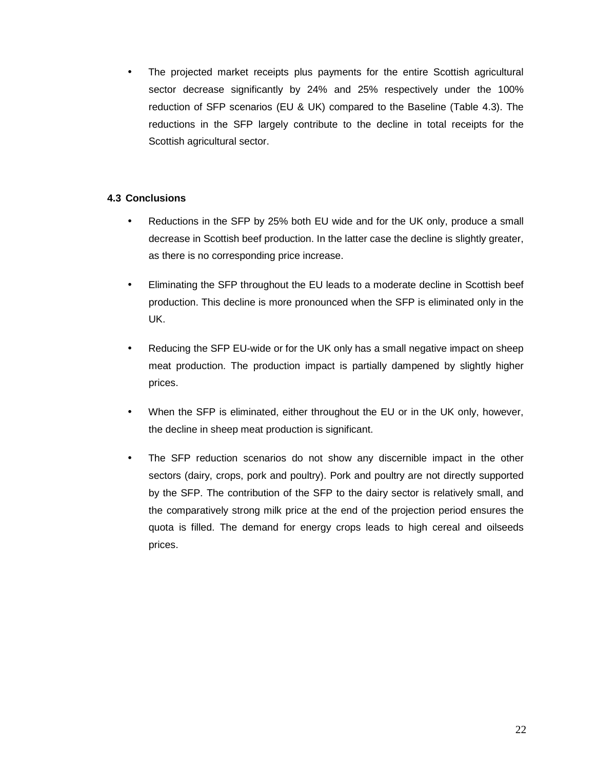- The projected market receipts plus payments for the entire Scottish agricultural sector decrease significantly by 24% and 25% respectively under the 100% reduction of SFP scenarios (EU & UK) compared to the Baseline (Table 4.3). The reductions in the SFP largely contribute to the decline in total receipts for the Scottish agricultural sector.

### 4.3 Conclusions

- Reductions in the SFP by 25% both EU wide and for the UK only, produce a small decrease in Scottish beef production. In the latter case the decline is slightly greater, as there is no corresponding price increase.

- Eliminating the SFP throughout the EU leads to a moderate decline in Scottish beef production. This decline is more pronounced when the SFP is eliminated only in the UK.

- Reducing the SFP EU-wide or for the UK only has a small negative impact on sheep meat production. The production impact is partially dampened by slightly higher prices.

- When the SFP is eliminated, either throughout the EU or in the UK only, however, the decline in sheep meat production is significant.

- The SFP reduction scenarios do not show any discernible impact in the other sectors (dairy, crops, pork and poultry). Pork and poultry are not directly supported by the SFP. The contribution of the SFP to the dairy sector is relatively small, and the comparatively strong milk price at the end of the projection period ensures the quota is filled. The demand for energy crops leads to high cereal and oilseeds prices.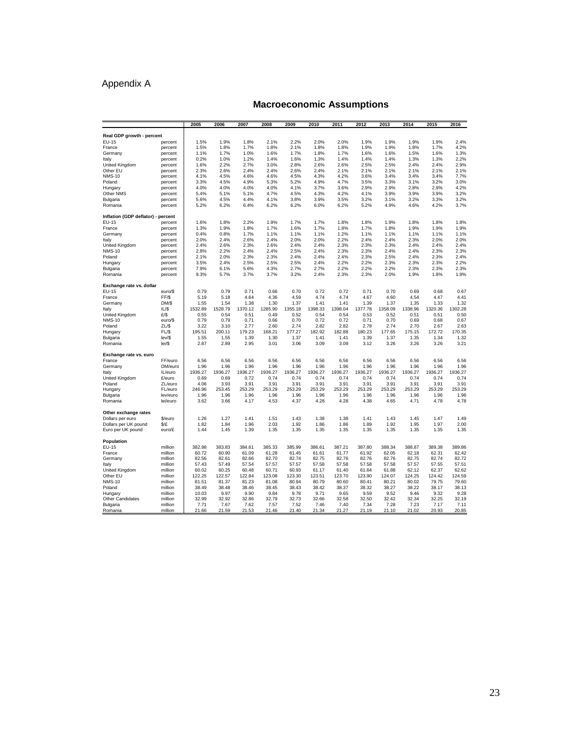Appendix A

## Macroeconomic Assumptions

| | | 2005 | 2006 | 2007 | 2008 | 2009 | 2010 | 2011 | 2012 | 2013 | 2014 | 2015 | 2016 |
|---|---|---|---|---|---|---|---|---|---|---|---|---|---|
| **Real GDP growth - percent** | | | | | | | | | | | | | |
| EU-15 | percent | 1.5% | 1.9% | 1.8% | 2.1% | 2.2% | 2.0% | 2.0% | 1.9% | 1.9% | 1.9% | 1.9% | 2.4% |
| France | percent | 1.5% | 1.8% | 1.7% | 1.8% | 2.1% | 1.8% | 1.8% | 1.9% | 1.9% | 1.8% | 1.7% | 4.2% |
| Germany | percent | 1.1% | 1.7% | 1.0% | 1.6% | 1.7% | 1.8% | 1.7% | 1.6% | 1.6% | 1.5% | 1.6% | 1.3% |
| Italy | percent | 0.2% | 1.0% | 1.2% | 1.4% | 1.6% | 1.3% | 1.4% | 1.4% | 1.4% | 1.3% | 1.3% | 2.2% |
| United Kingdom | percent | 1.6% | 2.2% | 2.7% | 3.0% | 2.8% | 2.6% | 2.6% | 2.5% | 2.5% | 2.4% | 2.4% | 2.9% |
| Other EU | percent | 2.3% | 2.6% | 2.4% | 2.4% | 2.6% | 2.4% | 2.1% | 2.1% | 2.1% | 2.1% | 2.1% | 2.1% |
| NMS-10 | percent | 4.1% | 4.5% | 4.6% | 4.6% | 4.5% | 4.3% | 4.2% | 3.6% | 3.4% | 3.4% | 3.4% | 7.7% |
| Poland | percent | 3.3% | 4.5% | 4.9% | 5.3% | 5.2% | 4.9% | 4.7% | 3.5% | 3.3% | 3.1% | 3.2% | 3.0% |
| Hungary | percent | 4.0% | 4.0% | 4.0% | 4.0% | 4.1% | 3.7% | 3.6% | 2.9% | 2.9% | 2.8% | 2.9% | 4.2% |
| Other NMS | percent | 5.4% | 5.1% | 5.1% | 4.7% | 4.5% | 4.3% | 4.2% | 4.1% | 3.9% | 3.9% | 3.9% | 3.2% |
| Bulgaria | percent | 5.6% | 4.5% | 4.4% | 4.1% | 3.8% | 3.9% | 3.5% | 3.2% | 3.1% | 3.2% | 3.3% | 3.2% |
| Romania | percent | 5.2% | 6.2% | 6.4% | 6.2% | 6.2% | 6.0% | 6.2% | 5.2% | 4.9% | 4.6% | 4.2% | 3.7% |
| **Inflation (GDP deflator) - percent** | | | | | | | | | | | | | |
| EU-15 | percent | 1.6% | 1.8% | 2.2% | 1.9% | 1.7% | 1.7% | 1.8% | 1.8% | 1.9% | 1.8% | 1.8% | 1.8% |
| France | percent | 1.3% | 1.9% | 1.8% | 1.7% | 1.6% | 1.7% | 1.8% | 1.7% | 1.8% | 1.9% | 1.9% | 1.9% |
| Germany | percent | 0.4% | 0.8% | 1.7% | 1.1% | 1.1% | 1.1% | 1.2% | 1.1% | 1.1% | 1.1% | 1.1% | 1.1% |
| Italy | percent | 2.0% | 2.4% | 2.6% | 2.4% | 2.0% | 2.0% | 2.2% | 2.4% | 2.4% | 2.3% | 2.0% | 2.0% |
| United Kingdom | percent | 2.4% | 2.6% | 2.3% | 2.6% | 2.4% | 2.4% | 2.3% | 2.3% | 2.3% | 2.4% | 2.4% | 2.4% |
| NMS-10 | percent | 2.8% | 2.2% | 2.4% | 2.4% | 2.5% | 2.4% | 2.3% | 2.3% | 2.4% | 2.4% | 2.3% | 2.3% |
| Poland | percent | 2.1% | 2.0% | 2.3% | 2.3% | 2.4% | 2.4% | 2.4% | 2.3% | 2.5% | 2.4% | 2.3% | 2.4% |
| Hungary | percent | 3.5% | 2.4% | 2.5% | 2.5% | 2.5% | 2.4% | 2.2% | 2.2% | 2.3% | 2.3% | 2.3% | 2.2% |
| Bulgaria | percent | 7.9% | 6.1% | 5.6% | 4.3% | 2.7% | 2.7% | 2.2% | 2.2% | 2.2% | 2.3% | 2.3% | 2.3% |
| Romania | percent | 9.3% | 5.7% | 3.7% | 3.7% | 3.2% | 2.4% | 2.3% | 2.3% | 2.0% | 1.9% | 1.8% | 1.9% |
| **Exchange rate vs. dollar** | | | | | | | | | | | | | |
| EU-15 | euro/$ | 0.79 | 0.79 | 0.71 | 0.66 | 0.70 | 0.72 | 0.72 | 0.71 | 0.70 | 0.69 | 0.68 | 0.67 |
| France | FF/$ | 5.19 | 5.18 | 4.64 | 4.36 | 4.59 | 4.74 | 4.74 | 4.67 | 4.60 | 4.54 | 4.47 | 4.41 |
| Germany | DM/$ | 1.55 | 1.54 | 1.38 | 1.30 | 1.37 | 1.41 | 1.41 | 1.39 | 1.37 | 1.35 | 1.33 | 1.32 |
| Italy | IL/$ | 1532.89 | 1528.79 | 1370.12 | 1285.90 | 1355.18 | 1398.33 | 1398.04 | 1377.78 | 1358.09 | 1338.96 | 1320.36 | 1302.28 |
| United Kingdom | £/$ | 0.55 | 0.54 | 0.51 | 0.49 | 0.52 | 0.54 | 0.54 | 0.53 | 0.52 | 0.51 | 0.51 | 0.50 |
| NMS-10 | euro/$ | 0.79 | 0.79 | 0.71 | 0.66 | 0.70 | 0.72 | 0.72 | 0.71 | 0.70 | 0.69 | 0.68 | 0.67 |
| Poland | ZL/$ | 3.22 | 3.10 | 2.77 | 2.60 | 2.74 | 2.82 | 2.82 | 2.78 | 2.74 | 2.70 | 2.67 | 2.63 |
| Hungary | FL/$ | 195.51 | 200.11 | 179.23 | 168.21 | 177.27 | 182.92 | 182.88 | 180.23 | 177.65 | 175.15 | 172.72 | 170.35 |
| Bulgaria | lev/$ | 1.55 | 1.55 | 1.39 | 1.30 | 1.37 | 1.41 | 1.41 | 1.39 | 1.37 | 1.35 | 1.34 | 1.32 |
| Romania | lei/$ | 2.87 | 2.89 | 2.95 | 3.01 | 3.06 | 3.09 | 3.09 | 3.12 | 3.26 | 3.26 | 3.26 | 3.21 |
| **Exchange rate vs. euro** | | | | | | | | | | | | | |
| France | FF/euro | 6.56 | 6.56 | 6.56 | 6.56 | 6.56 | 6.56 | 6.56 | 6.56 | 6.56 | 6.56 | 6.56 | 6.56 |
| Germany | DM/euro | 1.96 | 1.96 | 1.96 | 1.96 | 1.96 | 1.96 | 1.96 | 1.96 | 1.96 | 1.96 | 1.96 | 1.96 |
| Italy | IL/euro | 1936.27 | 1936.27 | 1936.27 | 1936.27 | 1936.27 | 1936.27 | 1936.27 | 1936.27 | 1936.27 | 1936.27 | 1936.27 | 1936.27 |
| United Kingdom | £/euro | 0.69 | 0.69 | 0.72 | 0.74 | 0.74 | 0.74 | 0.74 | 0.74 | 0.74 | 0.74 | 0.74 | 0.74 |
| Poland | ZL/euro | 4.06 | 3.93 | 3.91 | 3.91 | 3.91 | 3.91 | 3.91 | 3.91 | 3.91 | 3.91 | 3.91 | 3.91 |
| Hungary | FL/euro | 246.96 | 253.45 | 253.29 | 253.29 | 253.29 | 253.29 | 253.29 | 253.29 | 253.29 | 253.29 | 253.29 | 253.29 |
| Bulgaria | lev/euro | 1.96 | 1.96 | 1.96 | 1.96 | 1.96 | 1.96 | 1.96 | 1.96 | 1.96 | 1.96 | 1.96 | 1.96 |
| Romania | lei/euro | 3.62 | 3.66 | 4.17 | 4.53 | 4.37 | 4.28 | 4.28 | 4.38 | 4.65 | 4.71 | 4.78 | 4.78 |
| **Other exchange rates** | | | | | | | | | | | | | |
| Dollars per euro | $/euro | 1.26 | 1.27 | 1.41 | 1.51 | 1.43 | 1.38 | 1.38 | 1.41 | 1.43 | 1.45 | 1.47 | 1.49 |
| Dollars per UK pound | $/£ | 1.82 | 1.84 | 1.96 | 2.03 | 1.92 | 1.86 | 1.86 | 1.89 | 1.92 | 1.95 | 1.97 | 2.00 |
| Euro per UK pound | euro/£ | 1.44 | 1.45 | 1.39 | 1.35 | 1.35 | 1.35 | 1.35 | 1.35 | 1.35 | 1.35 | 1.35 | 1.35 |
| **Population** | | | | | | | | | | | | | |
| EU-15 | million | 382.98 | 383.83 | 384.61 | 385.33 | 385.99 | 386.61 | 387.21 | 387.80 | 388.34 | 388.87 | 389.38 | 389.86 |
| France | million | 60.72 | 60.90 | 61.09 | 61.28 | 61.45 | 61.61 | 61.77 | 61.92 | 62.05 | 62.18 | 62.31 | 62.42 |
| Germany | million | 82.56 | 82.61 | 82.66 | 82.70 | 82.74 | 82.75 | 82.76 | 82.76 | 82.76 | 82.75 | 82.74 | 82.72 |
| Italy | million | 57.43 | 57.49 | 57.54 | 57.57 | 57.57 | 57.58 | 57.58 | 57.58 | 57.58 | 57.57 | 57.55 | 57.51 |
| United Kingdom | million | 60.02 | 60.25 | 60.48 | 60.71 | 60.93 | 61.17 | 61.40 | 61.64 | 61.88 | 62.12 | 62.37 | 62.62 |
| Other EU | million | 122.25 | 122.57 | 122.84 | 123.08 | 123.30 | 123.51 | 123.70 | 123.90 | 124.07 | 124.25 | 124.42 | 124.59 |
| NMS-10 | million | 81.51 | 81.37 | 81.23 | 81.08 | 80.94 | 80.79 | 80.60 | 80.41 | 80.21 | 80.02 | 79.75 | 79.60 |
| Poland | million | 38.49 | 38.48 | 38.46 | 38.45 | 38.43 | 38.42 | 38.37 | 38.32 | 38.27 | 38.22 | 38.17 | 38.13 |
| Hungary | million | 10.03 | 9.97 | 9.90 | 9.84 | 9.78 | 9.71 | 9.65 | 9.59 | 9.52 | 9.46 | 9.32 | 9.28 |
| Other Candidates | million | 32.99 | 32.92 | 32.86 | 32.79 | 32.73 | 32.66 | 32.58 | 32.50 | 32.42 | 32.34 | 32.25 | 32.19 |
| Bulgaria | million | 7.71 | 7.67 | 7.62 | 7.57 | 7.52 | 7.46 | 7.40 | 7.34 | 7.28 | 7.23 | 7.17 | 7.11 |
| Romania | million | 21.66 | 21.59 | 21.53 | 21.46 | 21.40 | 21.34 | 21.27 | 21.19 | 21.10 | 21.02 | 20.93 | 20.85 |